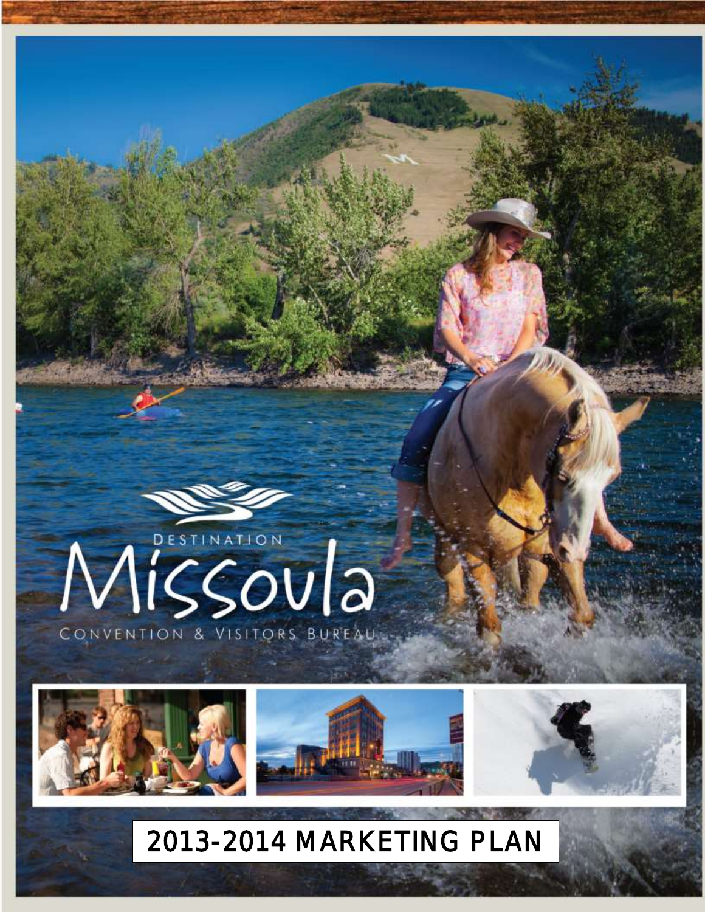DESTINATION

# Missoula

CONVENTION & VISITORS BUREAU

# 2013-2014 MARKETING PLAN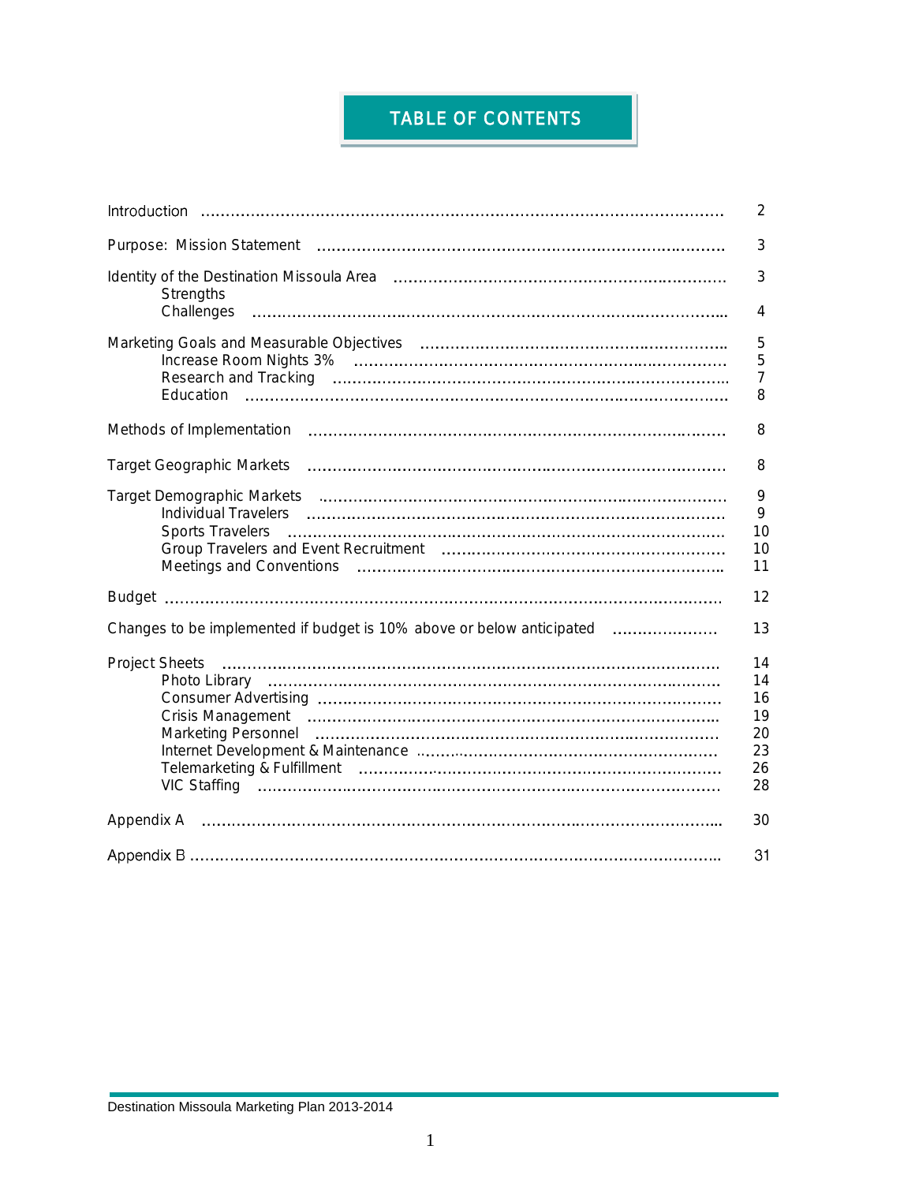# TABLE OF CONTENTS

| | |
|---|---|
| Introduction | 2 |
| Purpose: Mission Statement | 3 |
| Identity of the Destination Missoula Area | 3 |
| &nbsp;&nbsp;&nbsp;&nbsp;Strengths | |
| &nbsp;&nbsp;&nbsp;&nbsp;Challenges | 4 |
| Marketing Goals and Measurable Objectives | 5 |
| &nbsp;&nbsp;&nbsp;&nbsp;Increase Room Nights 3% | 5 |
| &nbsp;&nbsp;&nbsp;&nbsp;Research and Tracking | 7 |
| &nbsp;&nbsp;&nbsp;&nbsp;Education | 8 |
| Methods of Implementation | 8 |
| Target Geographic Markets | 8 |
| Target Demographic Markets | 9 |
| &nbsp;&nbsp;&nbsp;&nbsp;Individual Travelers | 9 |
| &nbsp;&nbsp;&nbsp;&nbsp;Sports Travelers | 10 |
| &nbsp;&nbsp;&nbsp;&nbsp;Group Travelers and Event Recruitment | 10 |
| &nbsp;&nbsp;&nbsp;&nbsp;Meetings and Conventions | 11 |
| Budget | 12 |
| Changes to be implemented if budget is 10% above or below anticipated | 13 |
| Project Sheets | 14 |
| &nbsp;&nbsp;&nbsp;&nbsp;Photo Library | 14 |
| &nbsp;&nbsp;&nbsp;&nbsp;Consumer Advertising | 16 |
| &nbsp;&nbsp;&nbsp;&nbsp;Crisis Management | 19 |
| &nbsp;&nbsp;&nbsp;&nbsp;Marketing Personnel | 20 |
| &nbsp;&nbsp;&nbsp;&nbsp;Internet Development & Maintenance | 23 |
| &nbsp;&nbsp;&nbsp;&nbsp;Telemarketing & Fulfillment | 26 |
| &nbsp;&nbsp;&nbsp;&nbsp;VIC Staffing | 28 |
| Appendix A | 30 |
| Appendix B | 31 |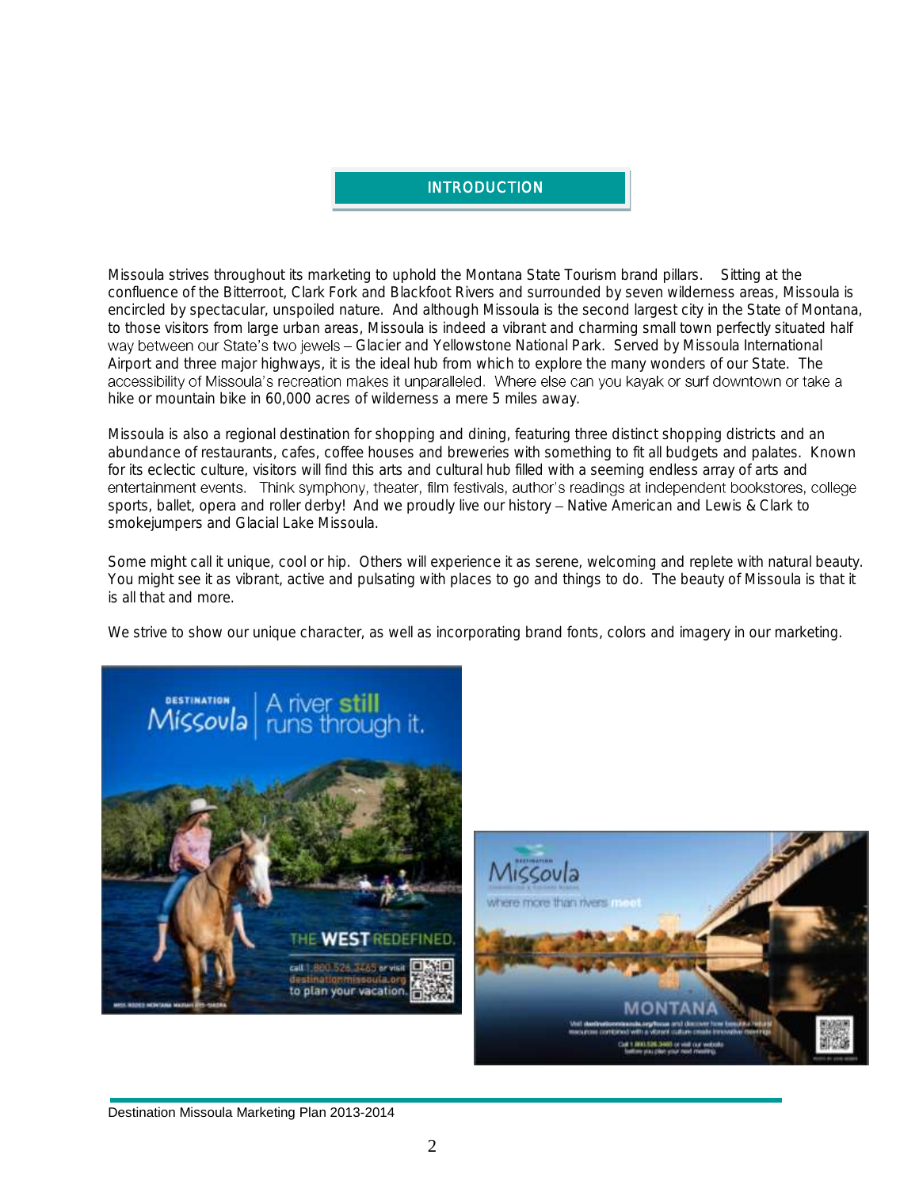## INTRODUCTION

Missoula strives throughout its marketing to uphold the Montana State Tourism brand pillars. Sitting at the confluence of the Bitterroot, Clark Fork and Blackfoot Rivers and surrounded by seven wilderness areas, Missoula is encircled by spectacular, unspoiled nature. And although Missoula is the second largest city in the State of Montana, to those visitors from large urban areas, Missoula is indeed a vibrant and charming small town perfectly situated half way between our State's two jewels – Glacier and Yellowstone National Park. Served by Missoula International Airport and three major highways, it is the ideal hub from which to explore the many wonders of our State. The accessibility of Missoula's recreation makes it unparalleled. Where else can you kayak or surf downtown or take a hike or mountain bike in 60,000 acres of wilderness a mere 5 miles away.

Missoula is also a regional destination for shopping and dining, featuring three distinct shopping districts and an abundance of restaurants, cafes, coffee houses and breweries with something to fit all budgets and palates. Known for its eclectic culture, visitors will find this arts and cultural hub filled with a seeming endless array of arts and entertainment events. Think symphony, theater, film festivals, author's readings at independent bookstores, college sports, ballet, opera and roller derby! And we proudly live our history – Native American and Lewis & Clark to smokejumpers and Glacial Lake Missoula.

Some might call it unique, cool or hip. Others will experience it as serene, welcoming and replete with natural beauty. You might see it as vibrant, active and pulsating with places to go and things to do. The beauty of Missoula is that it is all that and more.

We strive to show our unique character, as well as incorporating brand fonts, colors and imagery in our marketing.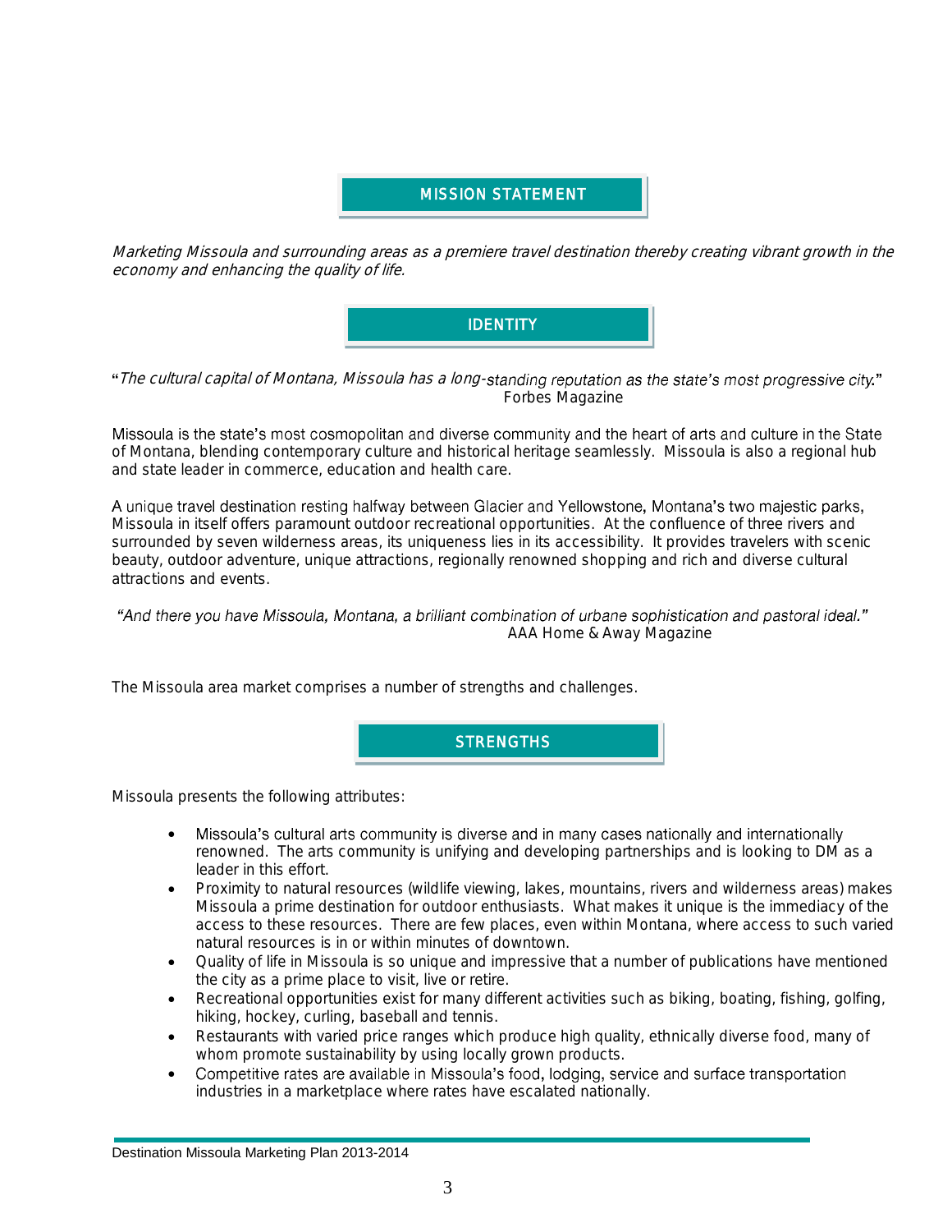## MISSION STATEMENT

*Marketing Missoula and surrounding areas as a premiere travel destination thereby creating vibrant growth in the economy and enhancing the quality of life.*

## IDENTITY

"*The cultural capital of Montana, Missoula has a long-standing reputation as the state's most progressive city.*"
Forbes Magazine

Missoula is the state's most cosmopolitan and diverse community and the heart of arts and culture in the State of Montana, blending contemporary culture and historical heritage seamlessly. Missoula is also a regional hub and state leader in commerce, education and health care.

A unique travel destination resting halfway between Glacier and Yellowstone, Montana's two majestic parks, Missoula in itself offers paramount outdoor recreational opportunities. At the confluence of three rivers and surrounded by seven wilderness areas, its uniqueness lies in its accessibility. It provides travelers with scenic beauty, outdoor adventure, unique attractions, regionally renowned shopping and rich and diverse cultural attractions and events.

*"And there you have Missoula, Montana, a brilliant combination of urbane sophistication and pastoral ideal."*
AAA Home & Away Magazine

The Missoula area market comprises a number of strengths and challenges.

## STRENGTHS

Missoula presents the following attributes:

- Missoula's cultural arts community is diverse and in many cases nationally and internationally renowned. The arts community is unifying and developing partnerships and is looking to DM as a leader in this effort.
- Proximity to natural resources (wildlife viewing, lakes, mountains, rivers and wilderness areas) makes Missoula a prime destination for outdoor enthusiasts. What makes it unique is the immediacy of the access to these resources. There are few places, even within Montana, where access to such varied natural resources is in or within minutes of downtown.
- Quality of life in Missoula is so unique and impressive that a number of publications have mentioned the city as a prime place to visit, live or retire.
- Recreational opportunities exist for many different activities such as biking, boating, fishing, golfing, hiking, hockey, curling, baseball and tennis.
- Restaurants with varied price ranges which produce high quality, ethnically diverse food, many of whom promote sustainability by using locally grown products.
- Competitive rates are available in Missoula's food, lodging, service and surface transportation industries in a marketplace where rates have escalated nationally.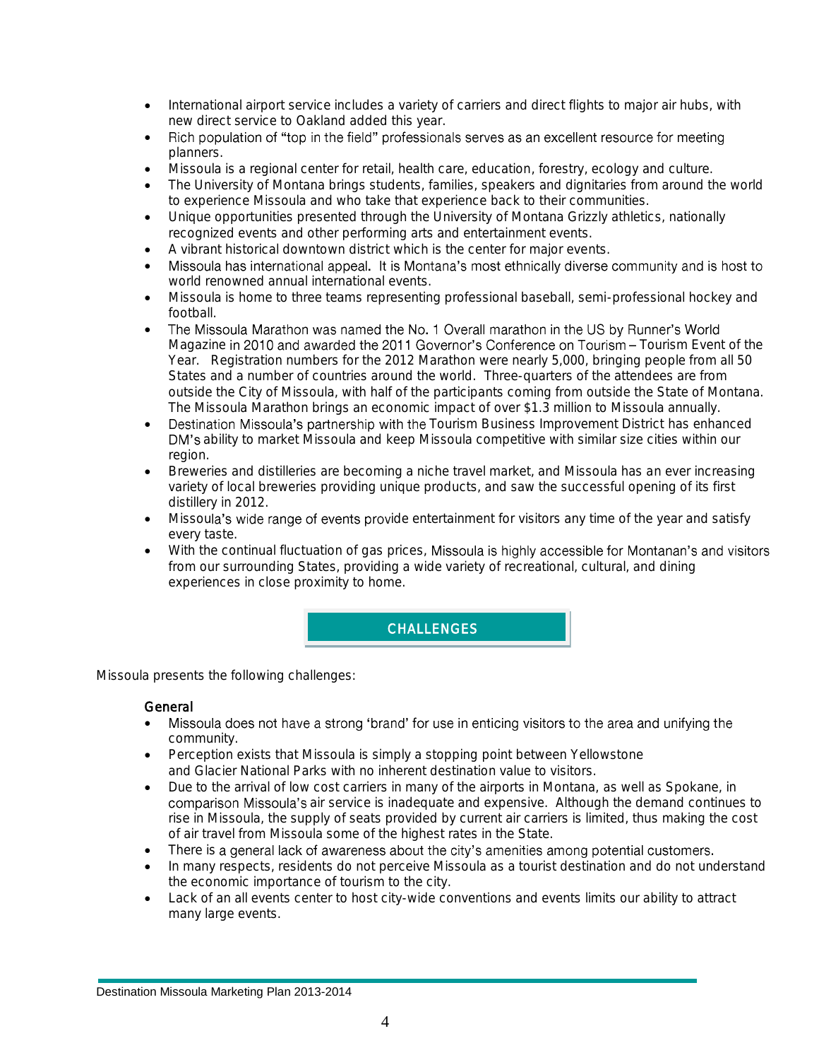- International airport service includes a variety of carriers and direct flights to major air hubs, with new direct service to Oakland added this year.
- Rich population of "top in the field" professionals serves as an excellent resource for meeting planners.
- Missoula is a regional center for retail, health care, education, forestry, ecology and culture.
- The University of Montana brings students, families, speakers and dignitaries from around the world to experience Missoula and who take that experience back to their communities.
- Unique opportunities presented through the University of Montana Grizzly athletics, nationally recognized events and other performing arts and entertainment events.
- A vibrant historical downtown district which is the center for major events.
- Missoula has international appeal. It is Montana's most ethnically diverse community and is host to world renowned annual international events.
- Missoula is home to three teams representing professional baseball, semi-professional hockey and football.
- The Missoula Marathon was named the No. 1 Overall marathon in the US by Runner's World Magazine in 2010 and awarded the 2011 Governor's Conference on Tourism – Tourism Event of the Year. Registration numbers for the 2012 Marathon were nearly 5,000, bringing people from all 50 States and a number of countries around the world. Three-quarters of the attendees are from outside the City of Missoula, with half of the participants coming from outside the State of Montana. The Missoula Marathon brings an economic impact of over $1.3 million to Missoula annually.
- Destination Missoula's partnership with the Tourism Business Improvement District has enhanced DM's ability to market Missoula and keep Missoula competitive with similar size cities within our region.
- Breweries and distilleries are becoming a niche travel market, and Missoula has an ever increasing variety of local breweries providing unique products, and saw the successful opening of its first distillery in 2012.
- Missoula's wide range of events provide entertainment for visitors any time of the year and satisfy every taste.
- With the continual fluctuation of gas prices, Missoula is highly accessible for Montanan's and visitors from our surrounding States, providing a wide variety of recreational, cultural, and dining experiences in close proximity to home.

## CHALLENGES

Missoula presents the following challenges:

### General

- Missoula does not have a strong 'brand' for use in enticing visitors to the area and unifying the community.
- Perception exists that Missoula is simply a stopping point between Yellowstone and Glacier National Parks with no inherent destination value to visitors.
- Due to the arrival of low cost carriers in many of the airports in Montana, as well as Spokane, in comparison Missoula's air service is inadequate and expensive. Although the demand continues to rise in Missoula, the supply of seats provided by current air carriers is limited, thus making the cost of air travel from Missoula some of the highest rates in the State.
- There is a general lack of awareness about the city's amenities among potential customers.
- In many respects, residents do not perceive Missoula as a tourist destination and do not understand the economic importance of tourism to the city.
- Lack of an all events center to host city-wide conventions and events limits our ability to attract many large events.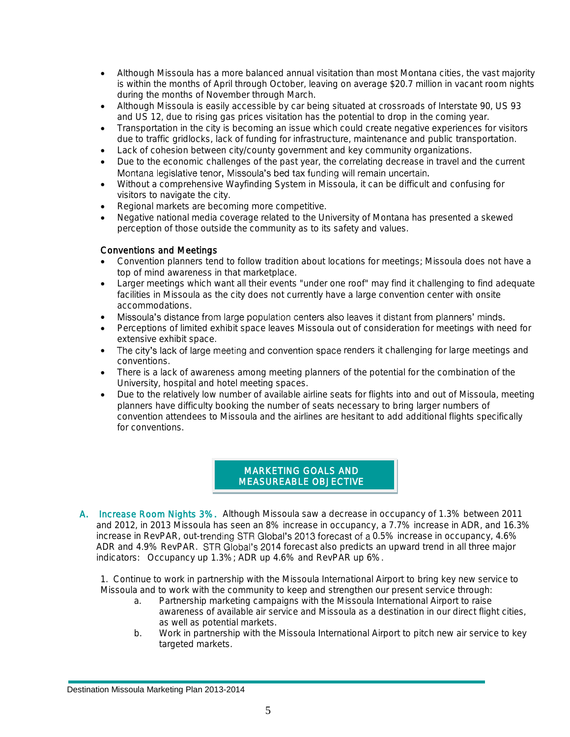- Although Missoula has a more balanced annual visitation than most Montana cities, the vast majority is within the months of April through October, leaving on average $20.7 million in vacant room nights during the months of November through March.
- Although Missoula is easily accessible by car being situated at crossroads of Interstate 90, US 93 and US 12, due to rising gas prices visitation has the potential to drop in the coming year.
- Transportation in the city is becoming an issue which could create negative experiences for visitors due to traffic gridlocks, lack of funding for infrastructure, maintenance and public transportation.
- Lack of cohesion between city/county government and key community organizations.
- Due to the economic challenges of the past year, the correlating decrease in travel and the current Montana legislative tenor, Missoula's bed tax funding will remain uncertain.
- Without a comprehensive Wayfinding System in Missoula, it can be difficult and confusing for visitors to navigate the city.
- Regional markets are becoming more competitive.
- Negative national media coverage related to the University of Montana has presented a skewed perception of those outside the community as to its safety and values.

### Conventions and Meetings

- Convention planners tend to follow tradition about locations for meetings; Missoula does not have a top of mind awareness in that marketplace.
- Larger meetings which want all their events "under one roof" may find it challenging to find adequate facilities in Missoula as the city does not currently have a large convention center with onsite accommodations.
- Missoula's distance from large population centers also leaves it distant from planners' minds.
- Perceptions of limited exhibit space leaves Missoula out of consideration for meetings with need for extensive exhibit space.
- The city's lack of large meeting and convention space renders it challenging for large meetings and conventions.
- There is a lack of awareness among meeting planners of the potential for the combination of the University, hospital and hotel meeting spaces.
- Due to the relatively low number of available airline seats for flights into and out of Missoula, meeting planners have difficulty booking the number of seats necessary to bring larger numbers of convention attendees to Missoula and the airlines are hesitant to add additional flights specifically for conventions.

## MARKETING GOALS AND MEASUREABLE OBJECTIVE

**A. Increase Room Nights 3%.** Although Missoula saw a decrease in occupancy of 1.3% between 2011 and 2012, in 2013 Missoula has seen an 8% increase in occupancy, a 7.7% increase in ADR, and 16.3% increase in RevPAR, out-trending STR Global's 2013 forecast of a 0.5% increase in occupancy, 4.6% ADR and 4.9% RevPAR. STR Global's 2014 forecast also predicts an upward trend in all three major indicators: Occupancy up 1.3%; ADR up 4.6% and RevPAR up 6%.

1. Continue to work in partnership with the Missoula International Airport to bring key new service to Missoula and to work with the community to keep and strengthen our present service through:
   a. Partnership marketing campaigns with the Missoula International Airport to raise awareness of available air service and Missoula as a destination in our direct flight cities, as well as potential markets.
   b. Work in partnership with the Missoula International Airport to pitch new air service to key targeted markets.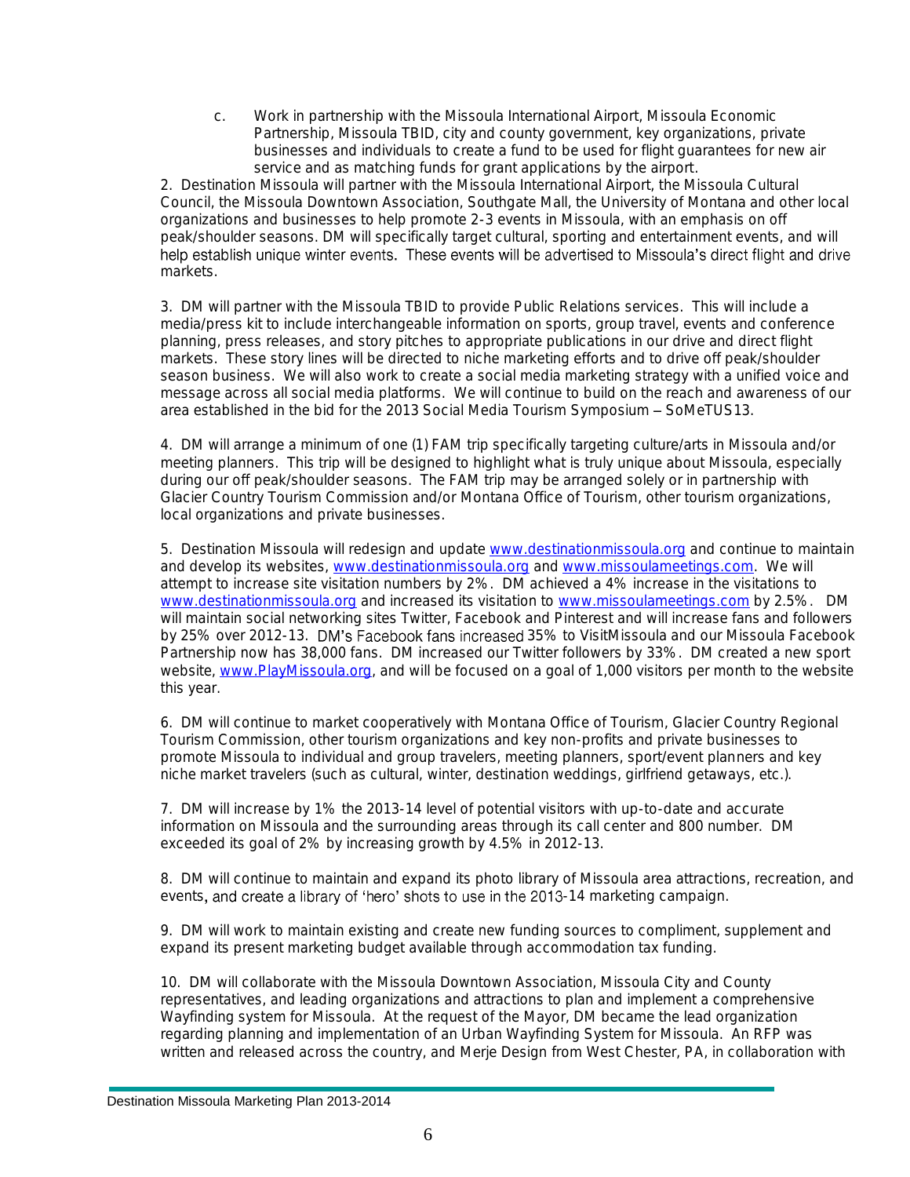c. Work in partnership with the Missoula International Airport, Missoula Economic Partnership, Missoula TBID, city and county government, key organizations, private businesses and individuals to create a fund to be used for flight guarantees for new air service and as matching funds for grant applications by the airport.

2. Destination Missoula will partner with the Missoula International Airport, the Missoula Cultural Council, the Missoula Downtown Association, Southgate Mall, the University of Montana and other local organizations and businesses to help promote 2-3 events in Missoula, with an emphasis on off peak/shoulder seasons. DM will specifically target cultural, sporting and entertainment events, and will help establish unique winter events. These events will be advertised to Missoula's direct flight and drive markets.

3. DM will partner with the Missoula TBID to provide Public Relations services. This will include a media/press kit to include interchangeable information on sports, group travel, events and conference planning, press releases, and story pitches to appropriate publications in our drive and direct flight markets. These story lines will be directed to niche marketing efforts and to drive off peak/shoulder season business. We will also work to create a social media marketing strategy with a unified voice and message across all social media platforms. We will continue to build on the reach and awareness of our area established in the bid for the 2013 Social Media Tourism Symposium – SoMeTUS13.

4. DM will arrange a minimum of one (1) FAM trip specifically targeting culture/arts in Missoula and/or meeting planners. This trip will be designed to highlight what is truly unique about Missoula, especially during our off peak/shoulder seasons. The FAM trip may be arranged solely or in partnership with Glacier Country Tourism Commission and/or Montana Office of Tourism, other tourism organizations, local organizations and private businesses.

5. Destination Missoula will redesign and update www.destinationmissoula.org and continue to maintain and develop its websites, www.destinationmissoula.org and www.missoulameetings.com. We will attempt to increase site visitation numbers by 2%. DM achieved a 4% increase in the visitations to www.destinationmissoula.org and increased its visitation to www.missoulameetings.com by 2.5%. DM will maintain social networking sites Twitter, Facebook and Pinterest and will increase fans and followers by 25% over 2012-13. DM's Facebook fans increased 35% to VisitMissoula and our Missoula Facebook Partnership now has 38,000 fans. DM increased our Twitter followers by 33%. DM created a new sport website, www.PlayMissoula.org, and will be focused on a goal of 1,000 visitors per month to the website this year.

6. DM will continue to market cooperatively with Montana Office of Tourism, Glacier Country Regional Tourism Commission, other tourism organizations and key non-profits and private businesses to promote Missoula to individual and group travelers, meeting planners, sport/event planners and key niche market travelers (such as cultural, winter, destination weddings, girlfriend getaways, etc.).

7. DM will increase by 1% the 2013-14 level of potential visitors with up-to-date and accurate information on Missoula and the surrounding areas through its call center and 800 number. DM exceeded its goal of 2% by increasing growth by 4.5% in 2012-13.

8. DM will continue to maintain and expand its photo library of Missoula area attractions, recreation, and events, and create a library of 'hero' shots to use in the 2013-14 marketing campaign.

9. DM will work to maintain existing and create new funding sources to compliment, supplement and expand its present marketing budget available through accommodation tax funding.

10. DM will collaborate with the Missoula Downtown Association, Missoula City and County representatives, and leading organizations and attractions to plan and implement a comprehensive Wayfinding system for Missoula. At the request of the Mayor, DM became the lead organization regarding planning and implementation of an Urban Wayfinding System for Missoula. An RFP was written and released across the country, and Merje Design from West Chester, PA, in collaboration with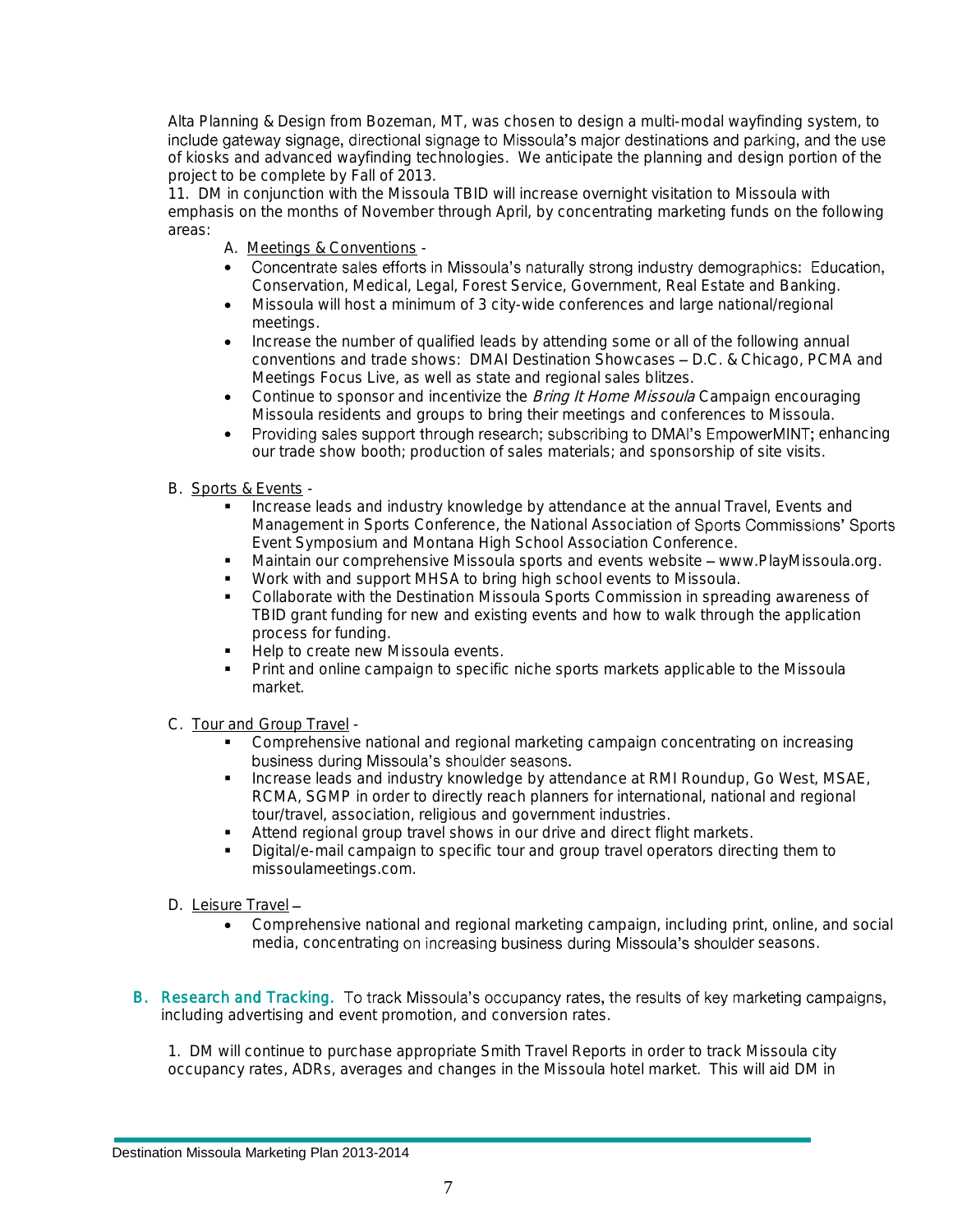Alta Planning & Design from Bozeman, MT, was chosen to design a multi-modal wayfinding system, to include gateway signage, directional signage to Missoula's major destinations and parking, and the use of kiosks and advanced wayfinding technologies. We anticipate the planning and design portion of the project to be complete by Fall of 2013.

11. DM in conjunction with the Missoula TBID will increase overnight visitation to Missoula with emphasis on the months of November through April, by concentrating marketing funds on the following areas:

A. Meetings & Conventions -

- Concentrate sales efforts in Missoula's naturally strong industry demographics: Education, Conservation, Medical, Legal, Forest Service, Government, Real Estate and Banking.
- Missoula will host a minimum of 3 city-wide conferences and large national/regional meetings.
- Increase the number of qualified leads by attending some or all of the following annual conventions and trade shows: DMAI Destination Showcases – D.C. & Chicago, PCMA and Meetings Focus Live, as well as state and regional sales blitzes.
- Continue to sponsor and incentivize the *Bring It Home Missoula* Campaign encouraging Missoula residents and groups to bring their meetings and conferences to Missoula.
- Providing sales support through research; subscribing to DMAI's EmpowerMINT; enhancing our trade show booth; production of sales materials; and sponsorship of site visits.

B. Sports & Events -

- Increase leads and industry knowledge by attendance at the annual Travel, Events and Management in Sports Conference, the National Association of Sports Commissions' Sports Event Symposium and Montana High School Association Conference.
- Maintain our comprehensive Missoula sports and events website – www.PlayMissoula.org.
- Work with and support MHSA to bring high school events to Missoula.
- Collaborate with the Destination Missoula Sports Commission in spreading awareness of TBID grant funding for new and existing events and how to walk through the application process for funding.
- Help to create new Missoula events.
- Print and online campaign to specific niche sports markets applicable to the Missoula market.

C. Tour and Group Travel -

- Comprehensive national and regional marketing campaign concentrating on increasing business during Missoula's shoulder seasons.
- Increase leads and industry knowledge by attendance at RMI Roundup, Go West, MSAE, RCMA, SGMP in order to directly reach planners for international, national and regional tour/travel, association, religious and government industries.
- Attend regional group travel shows in our drive and direct flight markets.
- Digital/e-mail campaign to specific tour and group travel operators directing them to missoulameetings.com.

D. Leisure Travel –

- Comprehensive national and regional marketing campaign, including print, online, and social media, concentrating on increasing business during Missoula's shoulder seasons.

## B. Research and Tracking.

To track Missoula's occupancy rates, the results of key marketing campaigns, including advertising and event promotion, and conversion rates.

1. DM will continue to purchase appropriate Smith Travel Reports in order to track Missoula city occupancy rates, ADRs, averages and changes in the Missoula hotel market. This will aid DM in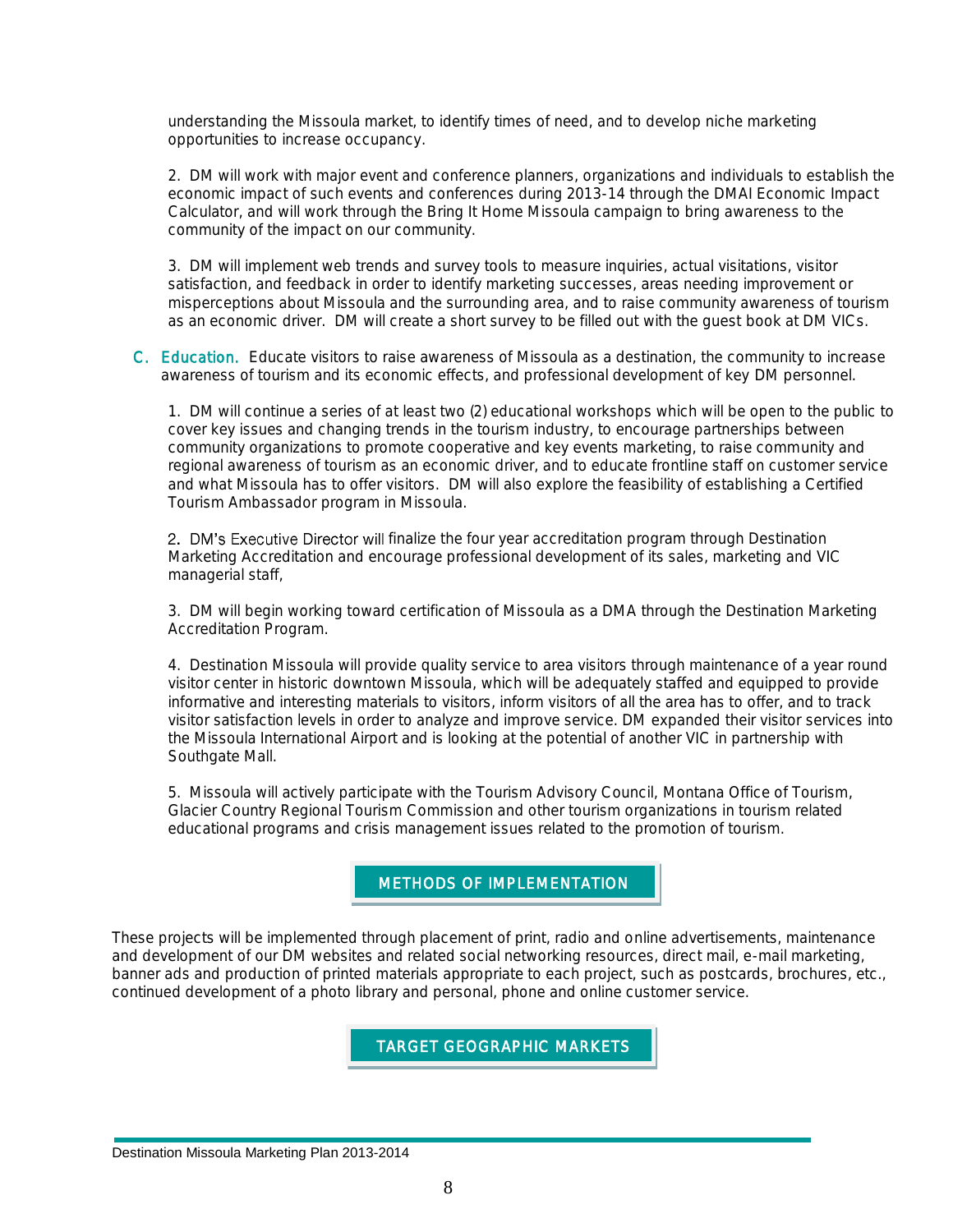understanding the Missoula market, to identify times of need, and to develop niche marketing opportunities to increase occupancy.

2. DM will work with major event and conference planners, organizations and individuals to establish the economic impact of such events and conferences during 2013-14 through the DMAI Economic Impact Calculator, and will work through the Bring It Home Missoula campaign to bring awareness to the community of the impact on our community.

3. DM will implement web trends and survey tools to measure inquiries, actual visitations, visitor satisfaction, and feedback in order to identify marketing successes, areas needing improvement or misperceptions about Missoula and the surrounding area, and to raise community awareness of tourism as an economic driver. DM will create a short survey to be filled out with the guest book at DM VICs.

C. **Education.** Educate visitors to raise awareness of Missoula as a destination, the community to increase awareness of tourism and its economic effects, and professional development of key DM personnel.

1. DM will continue a series of at least two (2) educational workshops which will be open to the public to cover key issues and changing trends in the tourism industry, to encourage partnerships between community organizations to promote cooperative and key events marketing, to raise community and regional awareness of tourism as an economic driver, and to educate frontline staff on customer service and what Missoula has to offer visitors. DM will also explore the feasibility of establishing a Certified Tourism Ambassador program in Missoula.

2. DM's Executive Director will finalize the four year accreditation program through Destination Marketing Accreditation and encourage professional development of its sales, marketing and VIC managerial staff,

3. DM will begin working toward certification of Missoula as a DMA through the Destination Marketing Accreditation Program.

4. Destination Missoula will provide quality service to area visitors through maintenance of a year round visitor center in historic downtown Missoula, which will be adequately staffed and equipped to provide informative and interesting materials to visitors, inform visitors of all the area has to offer, and to track visitor satisfaction levels in order to analyze and improve service. DM expanded their visitor services into the Missoula International Airport and is looking at the potential of another VIC in partnership with Southgate Mall.

5. Missoula will actively participate with the Tourism Advisory Council, Montana Office of Tourism, Glacier Country Regional Tourism Commission and other tourism organizations in tourism related educational programs and crisis management issues related to the promotion of tourism.

## METHODS OF IMPLEMENTATION

These projects will be implemented through placement of print, radio and online advertisements, maintenance and development of our DM websites and related social networking resources, direct mail, e-mail marketing, banner ads and production of printed materials appropriate to each project, such as postcards, brochures, etc., continued development of a photo library and personal, phone and online customer service.

## TARGET GEOGRAPHIC MARKETS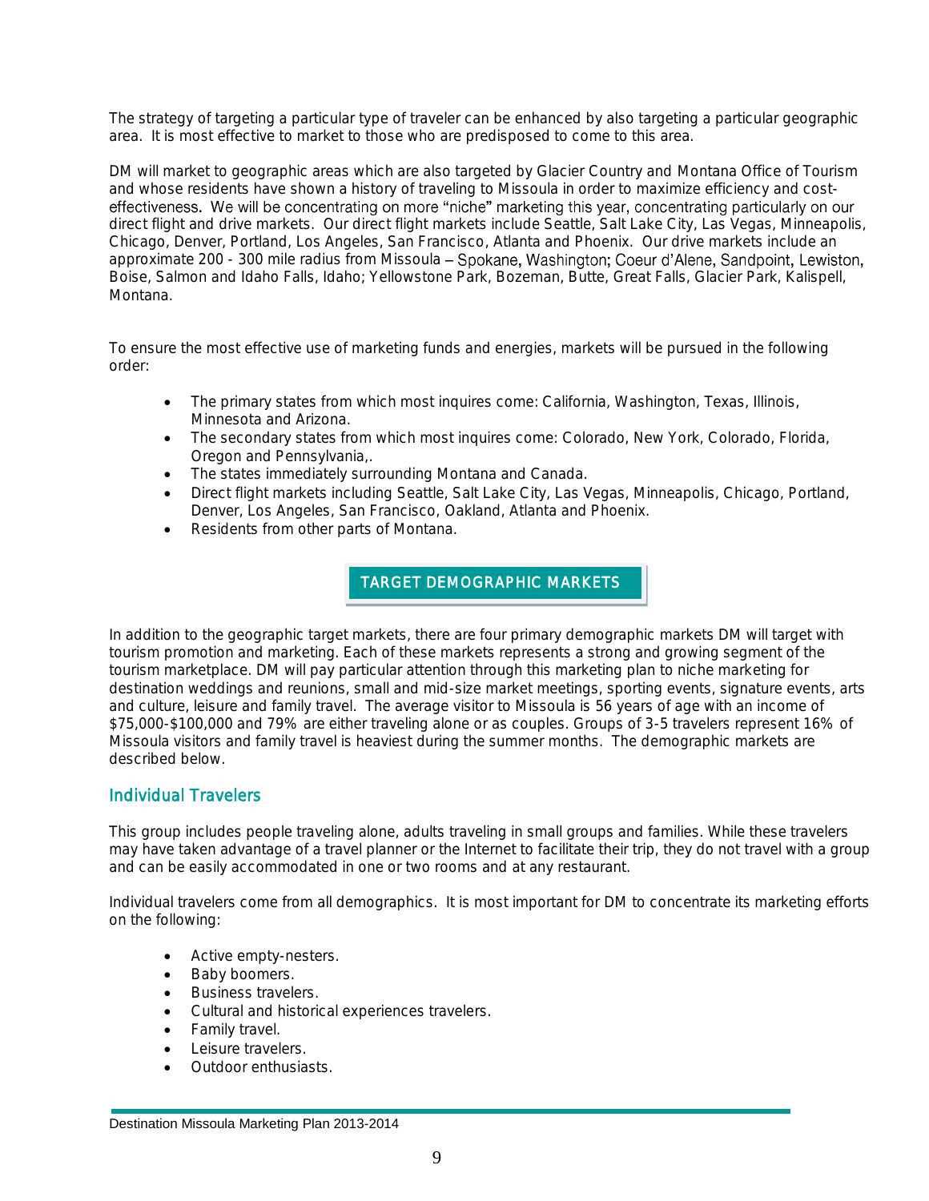The strategy of targeting a particular type of traveler can be enhanced by also targeting a particular geographic area. It is most effective to market to those who are predisposed to come to this area.

DM will market to geographic areas which are also targeted by Glacier Country and Montana Office of Tourism and whose residents have shown a history of traveling to Missoula in order to maximize efficiency and cost-effectiveness. We will be concentrating on more "niche" marketing this year, concentrating particularly on our direct flight and drive markets. Our direct flight markets include Seattle, Salt Lake City, Las Vegas, Minneapolis, Chicago, Denver, Portland, Los Angeles, San Francisco, Atlanta and Phoenix. Our drive markets include an approximate 200 - 300 mile radius from Missoula – Spokane, Washington; Coeur d'Alene, Sandpoint, Lewiston, Boise, Salmon and Idaho Falls, Idaho; Yellowstone Park, Bozeman, Butte, Great Falls, Glacier Park, Kalispell, Montana.

To ensure the most effective use of marketing funds and energies, markets will be pursued in the following order:

- The primary states from which most inquires come: California, Washington, Texas, Illinois, Minnesota and Arizona.
- The secondary states from which most inquires come: Colorado, New York, Colorado, Florida, Oregon and Pennsylvania,.
- The states immediately surrounding Montana and Canada.
- Direct flight markets including Seattle, Salt Lake City, Las Vegas, Minneapolis, Chicago, Portland, Denver, Los Angeles, San Francisco, Oakland, Atlanta and Phoenix.
- Residents from other parts of Montana.

## TARGET DEMOGRAPHIC MARKETS

In addition to the geographic target markets, there are four primary demographic markets DM will target with tourism promotion and marketing. Each of these markets represents a strong and growing segment of the tourism marketplace. DM will pay particular attention through this marketing plan to niche marketing for destination weddings and reunions, small and mid-size market meetings, sporting events, signature events, arts and culture, leisure and family travel. The average visitor to Missoula is 56 years of age with an income of $75,000-$100,000 and 79% are either traveling alone or as couples. Groups of 3-5 travelers represent 16% of Missoula visitors and family travel is heaviest during the summer months. The demographic markets are described below.

### Individual Travelers

This group includes people traveling alone, adults traveling in small groups and families. While these travelers may have taken advantage of a travel planner or the Internet to facilitate their trip, they do not travel with a group and can be easily accommodated in one or two rooms and at any restaurant.

Individual travelers come from all demographics. It is most important for DM to concentrate its marketing efforts on the following:

- Active empty-nesters.
- Baby boomers.
- Business travelers.
- Cultural and historical experiences travelers.
- Family travel.
- Leisure travelers.
- Outdoor enthusiasts.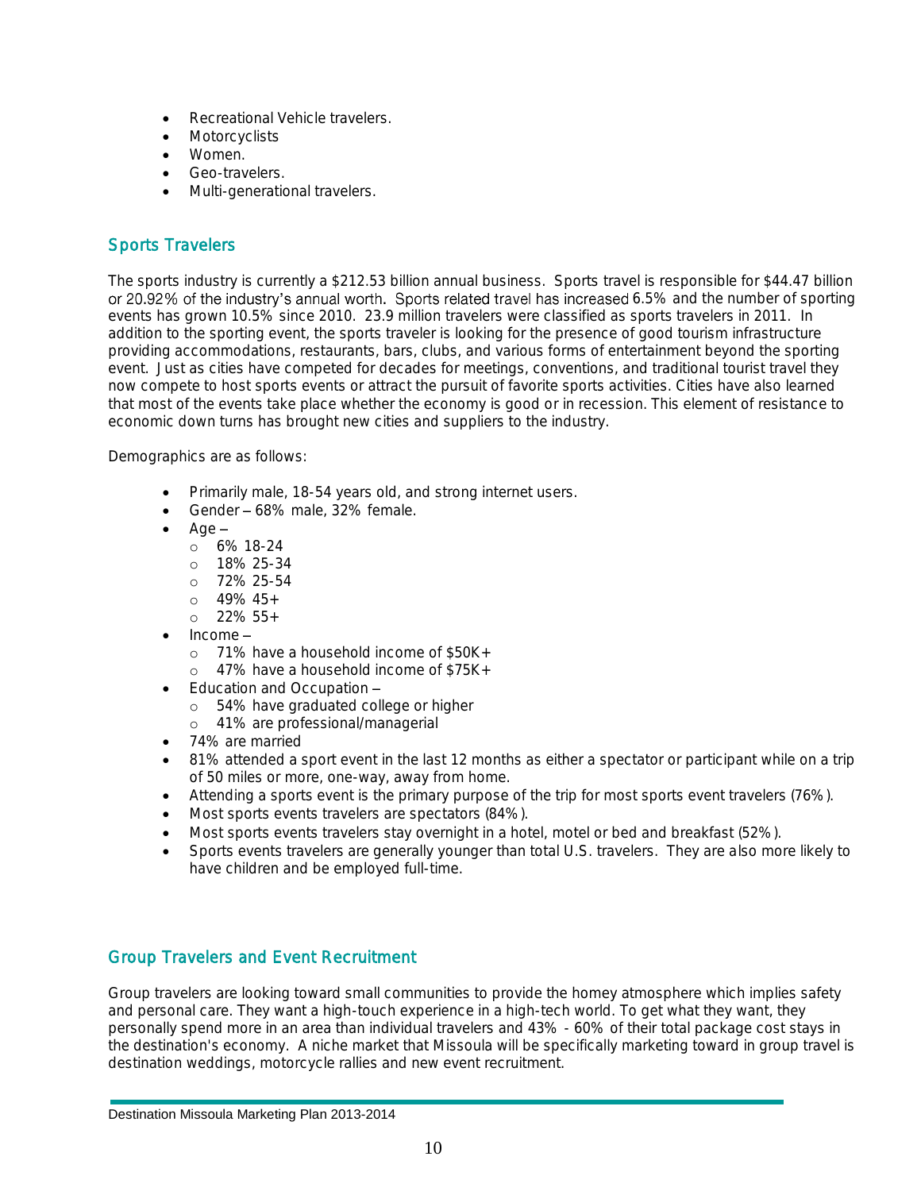- Recreational Vehicle travelers.
- Motorcyclists
- Women.
- Geo-travelers.
- Multi-generational travelers.

## Sports Travelers

The sports industry is currently a $212.53 billion annual business. Sports travel is responsible for $44.47 billion or 20.92% of the industry's annual worth. Sports related travel has increased 6.5% and the number of sporting events has grown 10.5% since 2010. 23.9 million travelers were classified as sports travelers in 2011. In addition to the sporting event, the sports traveler is looking for the presence of good tourism infrastructure providing accommodations, restaurants, bars, clubs, and various forms of entertainment beyond the sporting event. Just as cities have competed for decades for meetings, conventions, and traditional tourist travel they now compete to host sports events or attract the pursuit of favorite sports activities. Cities have also learned that most of the events take place whether the economy is good or in recession. This element of resistance to economic down turns has brought new cities and suppliers to the industry.

Demographics are as follows:

- Primarily male, 18-54 years old, and strong internet users.
- Gender – 68% male, 32% female.
- Age –
  - 6% 18-24
  - 18% 25-34
  - 72% 25-54
  - 49% 45+
  - 22% 55+
- Income –
  - 71% have a household income of $50K+
  - 47% have a household income of $75K+
- Education and Occupation –
  - 54% have graduated college or higher
  - 41% are professional/managerial
- 74% are married
- 81% attended a sport event in the last 12 months as either a spectator or participant while on a trip of 50 miles or more, one-way, away from home.
- Attending a sports event is the primary purpose of the trip for most sports event travelers (76%).
- Most sports events travelers are spectators (84%).
- Most sports events travelers stay overnight in a hotel, motel or bed and breakfast (52%).
- Sports events travelers are generally younger than total U.S. travelers. They are also more likely to have children and be employed full-time.

## Group Travelers and Event Recruitment

Group travelers are looking toward small communities to provide the homey atmosphere which implies safety and personal care. They want a high-touch experience in a high-tech world. To get what they want, they personally spend more in an area than individual travelers and 43% - 60% of their total package cost stays in the destination's economy. A niche market that Missoula will be specifically marketing toward in group travel is destination weddings, motorcycle rallies and new event recruitment.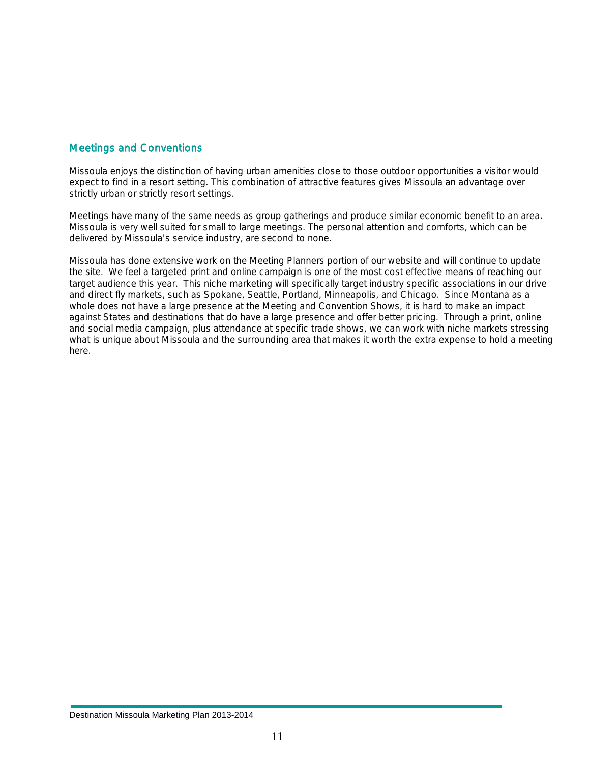## Meetings and Conventions

Missoula enjoys the distinction of having urban amenities close to those outdoor opportunities a visitor would expect to find in a resort setting. This combination of attractive features gives Missoula an advantage over strictly urban or strictly resort settings.

Meetings have many of the same needs as group gatherings and produce similar economic benefit to an area. Missoula is very well suited for small to large meetings. The personal attention and comforts, which can be delivered by Missoula's service industry, are second to none.

Missoula has done extensive work on the Meeting Planners portion of our website and will continue to update the site. We feel a targeted print and online campaign is one of the most cost effective means of reaching our target audience this year. This niche marketing will specifically target industry specific associations in our drive and direct fly markets, such as Spokane, Seattle, Portland, Minneapolis, and Chicago. Since Montana as a whole does not have a large presence at the Meeting and Convention Shows, it is hard to make an impact against States and destinations that do have a large presence and offer better pricing. Through a print, online and social media campaign, plus attendance at specific trade shows, we can work with niche markets stressing what is unique about Missoula and the surrounding area that makes it worth the extra expense to hold a meeting here.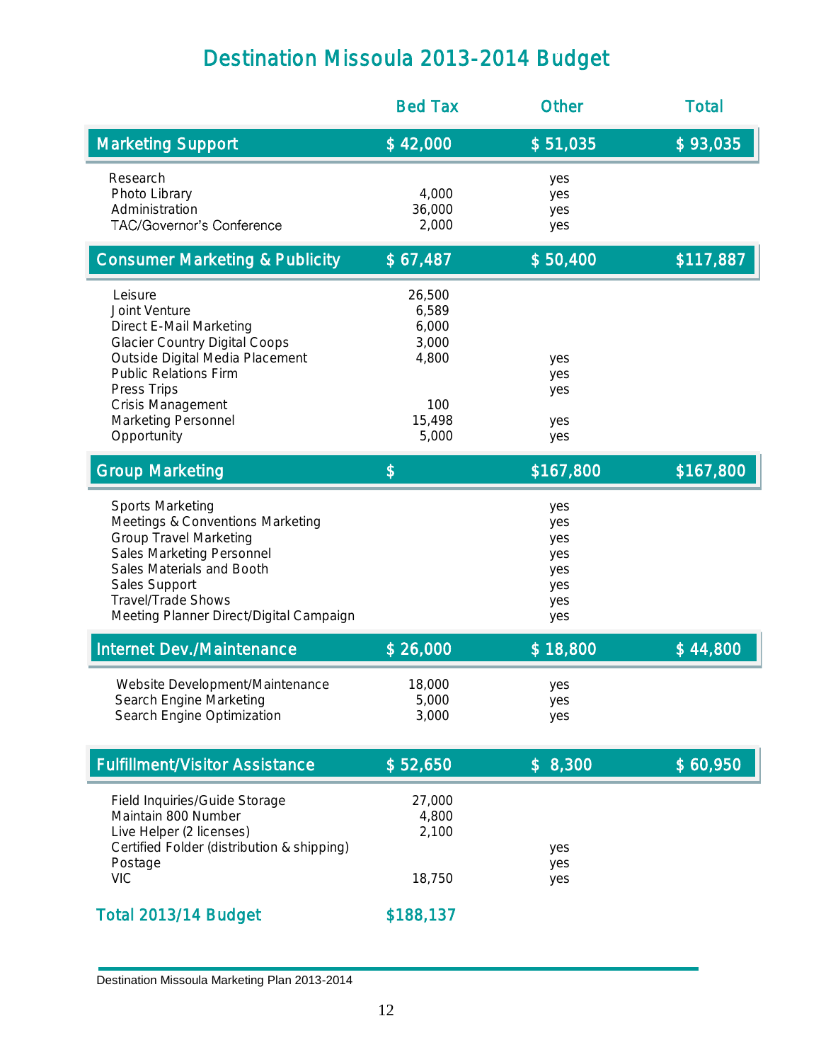# Destination Missoula 2013-2014 Budget

| | Bed Tax | Other | Total |
|---|---|---|---|
| **Marketing Support** | **$ 42,000** | **$ 51,035** | **$ 93,035** |
| Research | | yes | |
| Photo Library | 4,000 | yes | |
| Administration | 36,000 | yes | |
| TAC/Governor's Conference | 2,000 | yes | |
| **Consumer Marketing & Publicity** | **$ 67,487** | **$ 50,400** | **$117,887** |
| Leisure | 26,500 | | |
| Joint Venture | 6,589 | | |
| Direct E-Mail Marketing | 6,000 | | |
| Glacier Country Digital Coops | 3,000 | | |
| Outside Digital Media Placement | 4,800 | yes | |
| Public Relations Firm | | yes | |
| Press Trips | | yes | |
| Crisis Management | 100 | | |
| Marketing Personnel | 15,498 | yes | |
| Opportunity | 5,000 | yes | |
| **Group Marketing** | **$** | **$167,800** | **$167,800** |
| Sports Marketing | | yes | |
| Meetings & Conventions Marketing | | yes | |
| Group Travel Marketing | | yes | |
| Sales Marketing Personnel | | yes | |
| Sales Materials and Booth | | yes | |
| Sales Support | | yes | |
| Travel/Trade Shows | | yes | |
| Meeting Planner Direct/Digital Campaign | | yes | |
| **Internet Dev./Maintenance** | **$ 26,000** | **$ 18,800** | **$ 44,800** |
| Website Development/Maintenance | 18,000 | yes | |
| Search Engine Marketing | 5,000 | yes | |
| Search Engine Optimization | 3,000 | yes | |
| **Fulfillment/Visitor Assistance** | **$ 52,650** | **$ 8,300** | **$ 60,950** |
| Field Inquiries/Guide Storage | 27,000 | | |
| Maintain 800 Number | 4,800 | | |
| Live Helper (2 licenses) | 2,100 | | |
| Certified Folder (distribution & shipping) | | yes | |
| Postage | | yes | |
| VIC | 18,750 | yes | |
| **Total 2013/14 Budget** | **$188,137** | | |

Destination Missoula Marketing Plan 2013-2014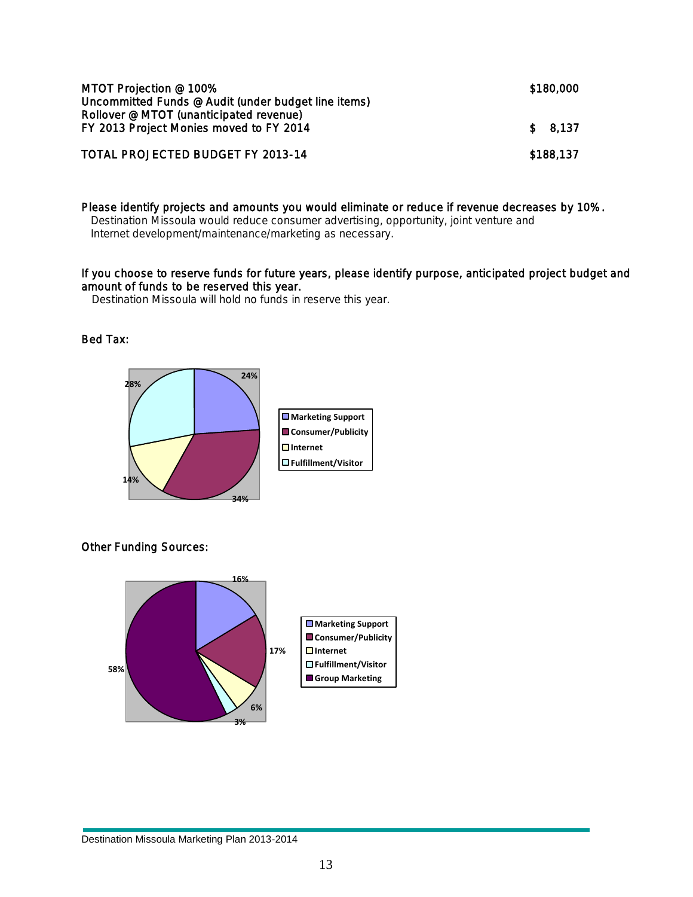| | |
|---|---|
| MTOT Projection @ 100% | $180,000 |
| Uncommitted Funds @ Audit (under budget line items) | |
| Rollover @ MTOT (unanticipated revenue) | |
| FY 2013 Project Monies moved to FY 2014 | $ 8,137 |
| TOTAL PROJECTED BUDGET FY 2013-14 | $188,137 |

**Please identify projects and amounts you would eliminate or reduce if revenue decreases by 10%.**

Destination Missoula would reduce consumer advertising, opportunity, joint venture and Internet development/maintenance/marketing as necessary.

**If you choose to reserve funds for future years, please identify purpose, anticipated project budget and amount of funds to be reserved this year.**

Destination Missoula will hold no funds in reserve this year.

Bed Tax:

| Category | Percent |
|---|---|
| Marketing Support | 24% |
| Consumer/Publicity | 34% |
| Internet | 14% |
| Fulfillment/Visitor | 28% |

Other Funding Sources:

| Category | Percent |
|---|---|
| Marketing Support | 16% |
| Consumer/Publicity | 17% |
| Internet | 6% |
| Fulfillment/Visitor | 3% |
| Group Marketing | 58% |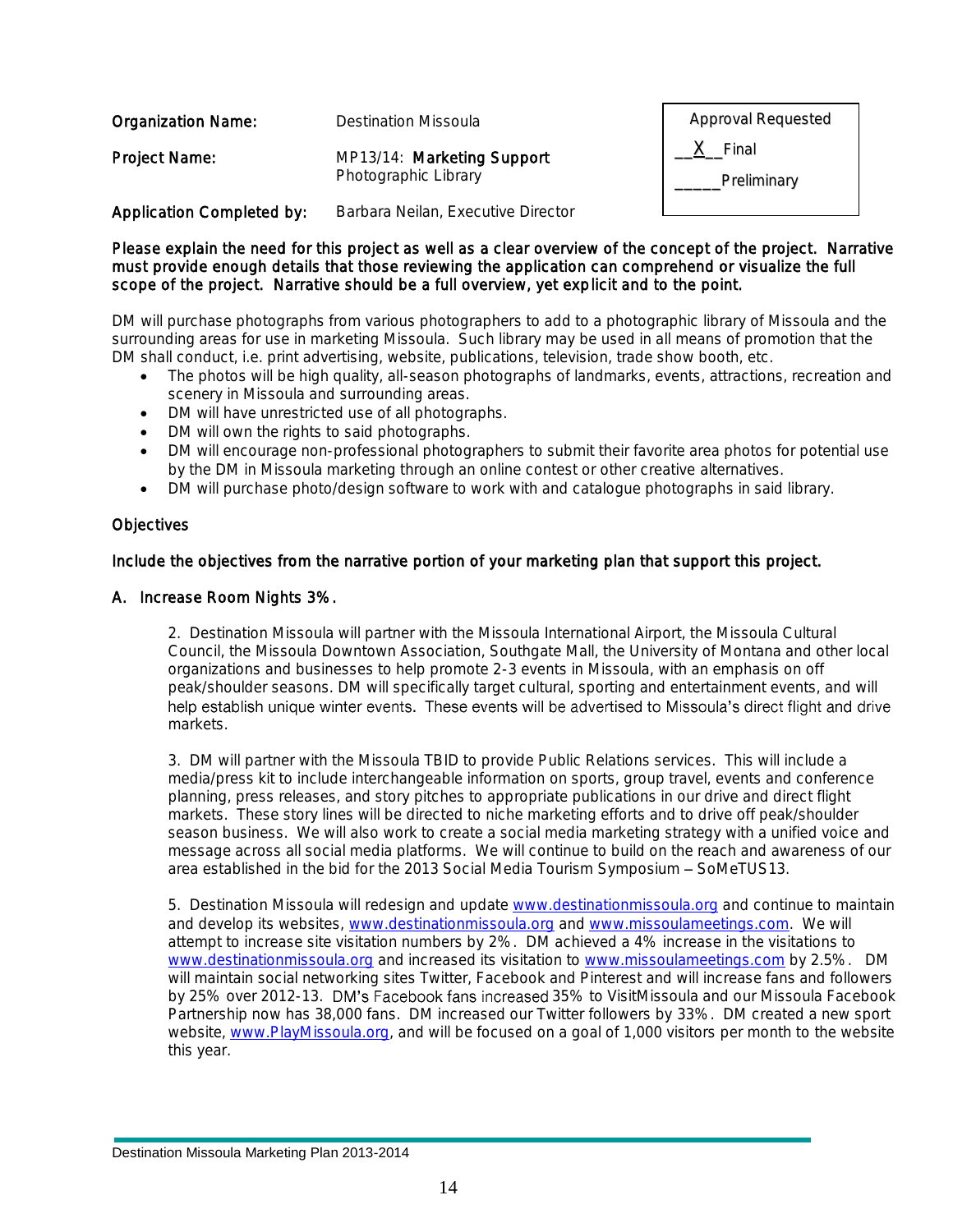**Organization Name:** Destination Missoula

**Project Name:** MP13/14: **Marketing Support** Photographic Library

**Application Completed by:** Barbara Neilan, Executive Director

| Approval Requested |
|---|
| __X__ Final |
| _____ Preliminary |

**Please explain the need for this project as well as a clear overview of the concept of the project. Narrative must provide enough details that those reviewing the application can comprehend or visualize the full scope of the project. Narrative should be a full overview, yet explicit and to the point.**

DM will purchase photographs from various photographers to add to a photographic library of Missoula and the surrounding areas for use in marketing Missoula. Such library may be used in all means of promotion that the DM shall conduct, i.e. print advertising, website, publications, television, trade show booth, etc.

- The photos will be high quality, all-season photographs of landmarks, events, attractions, recreation and scenery in Missoula and surrounding areas.
- DM will have unrestricted use of all photographs.
- DM will own the rights to said photographs.
- DM will encourage non-professional photographers to submit their favorite area photos for potential use by the DM in Missoula marketing through an online contest or other creative alternatives.
- DM will purchase photo/design software to work with and catalogue photographs in said library.

## Objectives

**Include the objectives from the narrative portion of your marketing plan that support this project.**

### A. Increase Room Nights 3%.

2. Destination Missoula will partner with the Missoula International Airport, the Missoula Cultural Council, the Missoula Downtown Association, Southgate Mall, the University of Montana and other local organizations and businesses to help promote 2-3 events in Missoula, with an emphasis on off peak/shoulder seasons. DM will specifically target cultural, sporting and entertainment events, and will help establish unique winter events. These events will be advertised to Missoula's direct flight and drive markets.

3. DM will partner with the Missoula TBID to provide Public Relations services. This will include a media/press kit to include interchangeable information on sports, group travel, events and conference planning, press releases, and story pitches to appropriate publications in our drive and direct flight markets. These story lines will be directed to niche marketing efforts and to drive off peak/shoulder season business. We will also work to create a social media marketing strategy with a unified voice and message across all social media platforms. We will continue to build on the reach and awareness of our area established in the bid for the 2013 Social Media Tourism Symposium – SoMeTUS13.

5. Destination Missoula will redesign and update www.destinationmissoula.org and continue to maintain and develop its websites, www.destinationmissoula.org and www.missoulameetings.com. We will attempt to increase site visitation numbers by 2%. DM achieved a 4% increase in the visitations to www.destinationmissoula.org and increased its visitation to www.missoulameetings.com by 2.5%. DM will maintain social networking sites Twitter, Facebook and Pinterest and will increase fans and followers by 25% over 2012-13. DM's Facebook fans increased 35% to VisitMissoula and our Missoula Facebook Partnership now has 38,000 fans. DM increased our Twitter followers by 33%. DM created a new sport website, www.PlayMissoula.org, and will be focused on a goal of 1,000 visitors per month to the website this year.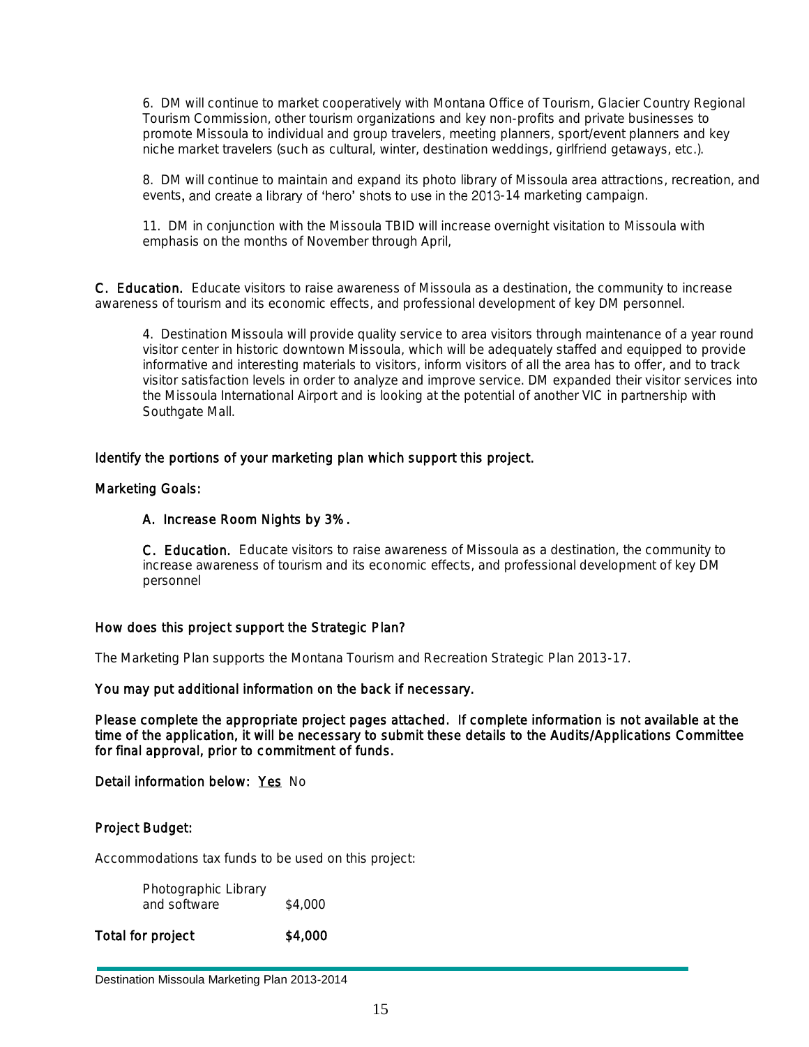6. DM will continue to market cooperatively with Montana Office of Tourism, Glacier Country Regional Tourism Commission, other tourism organizations and key non-profits and private businesses to promote Missoula to individual and group travelers, meeting planners, sport/event planners and key niche market travelers (such as cultural, winter, destination weddings, girlfriend getaways, etc.).

8. DM will continue to maintain and expand its photo library of Missoula area attractions, recreation, and events, and create a library of 'hero' shots to use in the 2013-14 marketing campaign.

11. DM in conjunction with the Missoula TBID will increase overnight visitation to Missoula with emphasis on the months of November through April,

**C. Education.** Educate visitors to raise awareness of Missoula as a destination, the community to increase awareness of tourism and its economic effects, and professional development of key DM personnel.

4. Destination Missoula will provide quality service to area visitors through maintenance of a year round visitor center in historic downtown Missoula, which will be adequately staffed and equipped to provide informative and interesting materials to visitors, inform visitors of all the area has to offer, and to track visitor satisfaction levels in order to analyze and improve service. DM expanded their visitor services into the Missoula International Airport and is looking at the potential of another VIC in partnership with Southgate Mall.

**Identify the portions of your marketing plan which support this project.**

**Marketing Goals:**

**A. Increase Room Nights by 3%.**

**C. Education.** Educate visitors to raise awareness of Missoula as a destination, the community to increase awareness of tourism and its economic effects, and professional development of key DM personnel

**How does this project support the Strategic Plan?**

The Marketing Plan supports the Montana Tourism and Recreation Strategic Plan 2013-17.

**You may put additional information on the back if necessary.**

**Please complete the appropriate project pages attached. If complete information is not available at the time of the application, it will be necessary to submit these details to the Audits/Applications Committee for final approval, prior to commitment of funds.**

**Detail information below:** Yes No

**Project Budget:**

Accommodations tax funds to be used on this project:

| | |
|---|---|
| Photographic Library and software | $4,000 |
| **Total for project** | **$4,000** |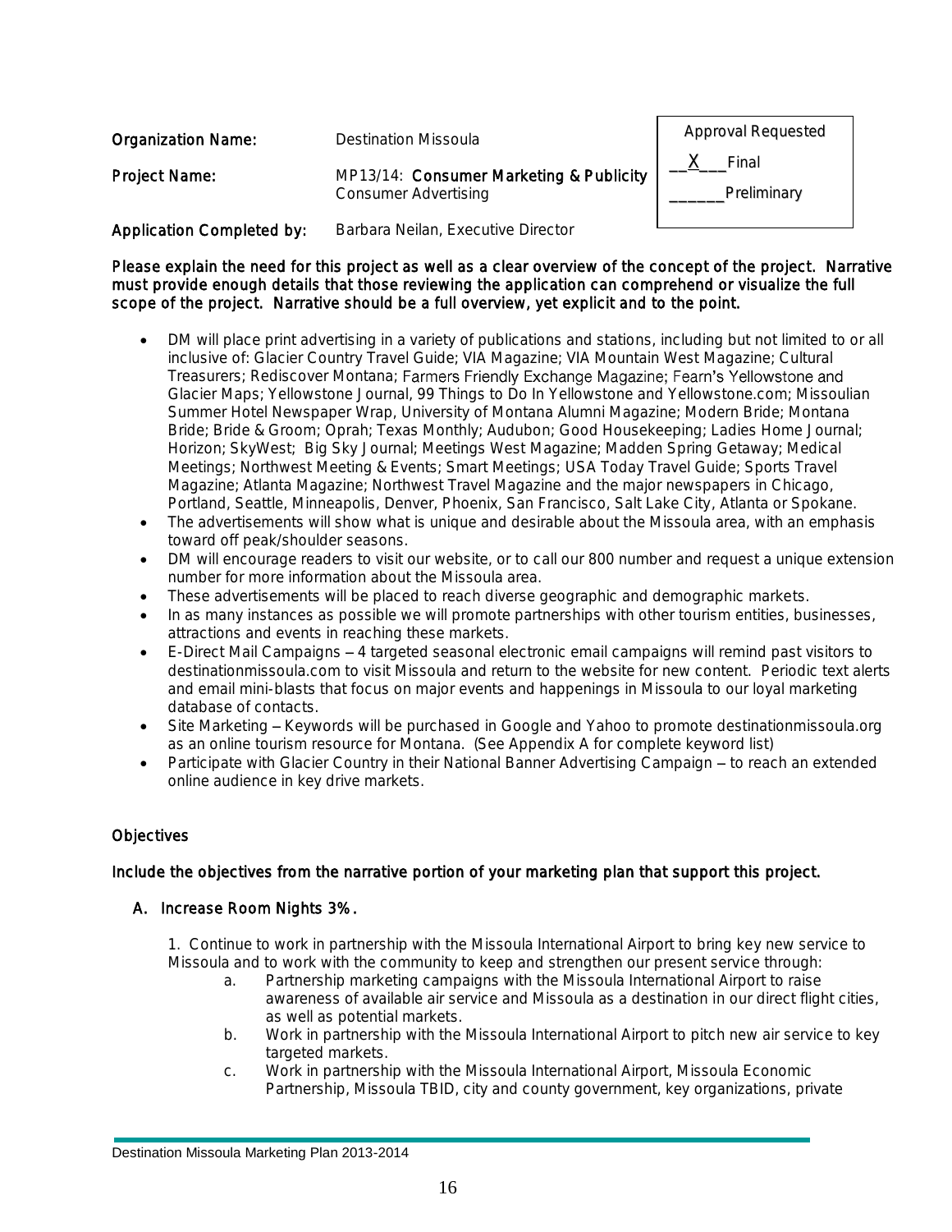| Organization Name: | Destination Missoula |
|---|---|
| Project Name: | MP13/14: **Consumer Marketing & Publicity** Consumer Advertising |
| Application Completed by: | Barbara Neilan, Executive Director |

Approval Requested
__X___Final
______Preliminary

**Please explain the need for this project as well as a clear overview of the concept of the project. Narrative must provide enough details that those reviewing the application can comprehend or visualize the full scope of the project. Narrative should be a full overview, yet explicit and to the point.**

- DM will place print advertising in a variety of publications and stations, including but not limited to or all inclusive of: Glacier Country Travel Guide; VIA Magazine; VIA Mountain West Magazine; Cultural Treasurers; Rediscover Montana; Farmers Friendly Exchange Magazine; Fearn's Yellowstone and Glacier Maps; Yellowstone Journal, 99 Things to Do In Yellowstone and Yellowstone.com; Missoulian Summer Hotel Newspaper Wrap, University of Montana Alumni Magazine; Modern Bride; Montana Bride; Bride & Groom; Oprah; Texas Monthly; Audubon; Good Housekeeping; Ladies Home Journal; Horizon; SkyWest; Big Sky Journal; Meetings West Magazine; Madden Spring Getaway; Medical Meetings; Northwest Meeting & Events; Smart Meetings; USA Today Travel Guide; Sports Travel Magazine; Atlanta Magazine; Northwest Travel Magazine and the major newspapers in Chicago, Portland, Seattle, Minneapolis, Denver, Phoenix, San Francisco, Salt Lake City, Atlanta or Spokane.
- The advertisements will show what is unique and desirable about the Missoula area, with an emphasis toward off peak/shoulder seasons.
- DM will encourage readers to visit our website, or to call our 800 number and request a unique extension number for more information about the Missoula area.
- These advertisements will be placed to reach diverse geographic and demographic markets.
- In as many instances as possible we will promote partnerships with other tourism entities, businesses, attractions and events in reaching these markets.
- E-Direct Mail Campaigns – 4 targeted seasonal electronic email campaigns will remind past visitors to destinationmissoula.com to visit Missoula and return to the website for new content. Periodic text alerts and email mini-blasts that focus on major events and happenings in Missoula to our loyal marketing database of contacts.
- Site Marketing – Keywords will be purchased in Google and Yahoo to promote destinationmissoula.org as an online tourism resource for Montana. (See Appendix A for complete keyword list)
- Participate with Glacier Country in their National Banner Advertising Campaign – to reach an extended online audience in key drive markets.

## Objectives

**Include the objectives from the narrative portion of your marketing plan that support this project.**

### A. Increase Room Nights 3%.

1. Continue to work in partnership with the Missoula International Airport to bring key new service to Missoula and to work with the community to keep and strengthen our present service through:
   a. Partnership marketing campaigns with the Missoula International Airport to raise awareness of available air service and Missoula as a destination in our direct flight cities, as well as potential markets.
   b. Work in partnership with the Missoula International Airport to pitch new air service to key targeted markets.
   c. Work in partnership with the Missoula International Airport, Missoula Economic Partnership, Missoula TBID, city and county government, key organizations, private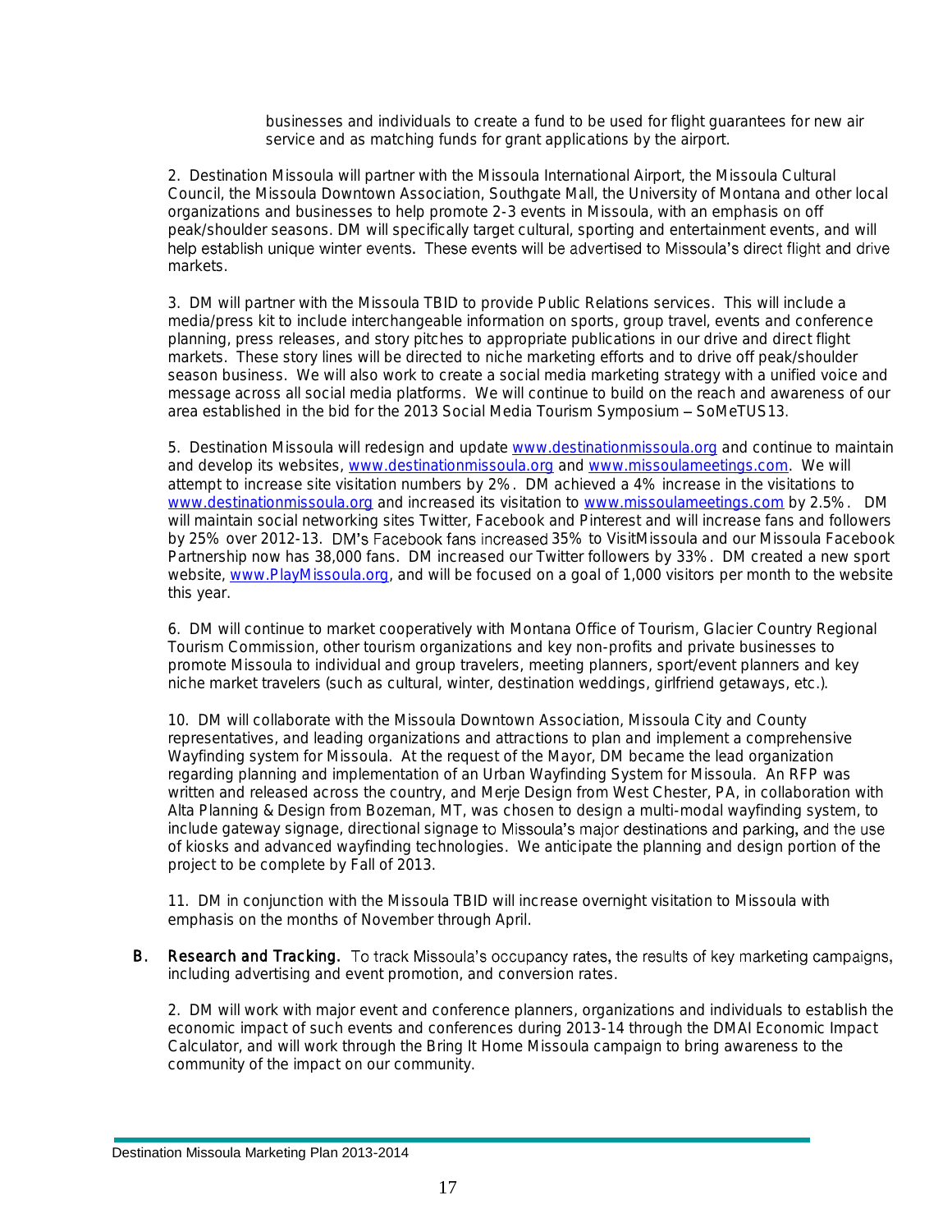businesses and individuals to create a fund to be used for flight guarantees for new air service and as matching funds for grant applications by the airport.

2. Destination Missoula will partner with the Missoula International Airport, the Missoula Cultural Council, the Missoula Downtown Association, Southgate Mall, the University of Montana and other local organizations and businesses to help promote 2-3 events in Missoula, with an emphasis on off peak/shoulder seasons. DM will specifically target cultural, sporting and entertainment events, and will help establish unique winter events. These events will be advertised to Missoula's direct flight and drive markets.

3. DM will partner with the Missoula TBID to provide Public Relations services. This will include a media/press kit to include interchangeable information on sports, group travel, events and conference planning, press releases, and story pitches to appropriate publications in our drive and direct flight markets. These story lines will be directed to niche marketing efforts and to drive off peak/shoulder season business. We will also work to create a social media marketing strategy with a unified voice and message across all social media platforms. We will continue to build on the reach and awareness of our area established in the bid for the 2013 Social Media Tourism Symposium – SoMeTUS13.

5. Destination Missoula will redesign and update www.destinationmissoula.org and continue to maintain and develop its websites, www.destinationmissoula.org and www.missoulameetings.com. We will attempt to increase site visitation numbers by 2%. DM achieved a 4% increase in the visitations to www.destinationmissoula.org and increased its visitation to www.missoulameetings.com by 2.5%. DM will maintain social networking sites Twitter, Facebook and Pinterest and will increase fans and followers by 25% over 2012-13. DM's Facebook fans increased 35% to VisitMissoula and our Missoula Facebook Partnership now has 38,000 fans. DM increased our Twitter followers by 33%. DM created a new sport website, www.PlayMissoula.org, and will be focused on a goal of 1,000 visitors per month to the website this year.

6. DM will continue to market cooperatively with Montana Office of Tourism, Glacier Country Regional Tourism Commission, other tourism organizations and key non-profits and private businesses to promote Missoula to individual and group travelers, meeting planners, sport/event planners and key niche market travelers (such as cultural, winter, destination weddings, girlfriend getaways, etc.).

10. DM will collaborate with the Missoula Downtown Association, Missoula City and County representatives, and leading organizations and attractions to plan and implement a comprehensive Wayfinding system for Missoula. At the request of the Mayor, DM became the lead organization regarding planning and implementation of an Urban Wayfinding System for Missoula. An RFP was written and released across the country, and Merje Design from West Chester, PA, in collaboration with Alta Planning & Design from Bozeman, MT, was chosen to design a multi-modal wayfinding system, to include gateway signage, directional signage to Missoula's major destinations and parking, and the use of kiosks and advanced wayfinding technologies. We anticipate the planning and design portion of the project to be complete by Fall of 2013.

11. DM in conjunction with the Missoula TBID will increase overnight visitation to Missoula with emphasis on the months of November through April.

**B. Research and Tracking.** To track Missoula's occupancy rates, the results of key marketing campaigns, including advertising and event promotion, and conversion rates.

2. DM will work with major event and conference planners, organizations and individuals to establish the economic impact of such events and conferences during 2013-14 through the DMAI Economic Impact Calculator, and will work through the Bring It Home Missoula campaign to bring awareness to the community of the impact on our community.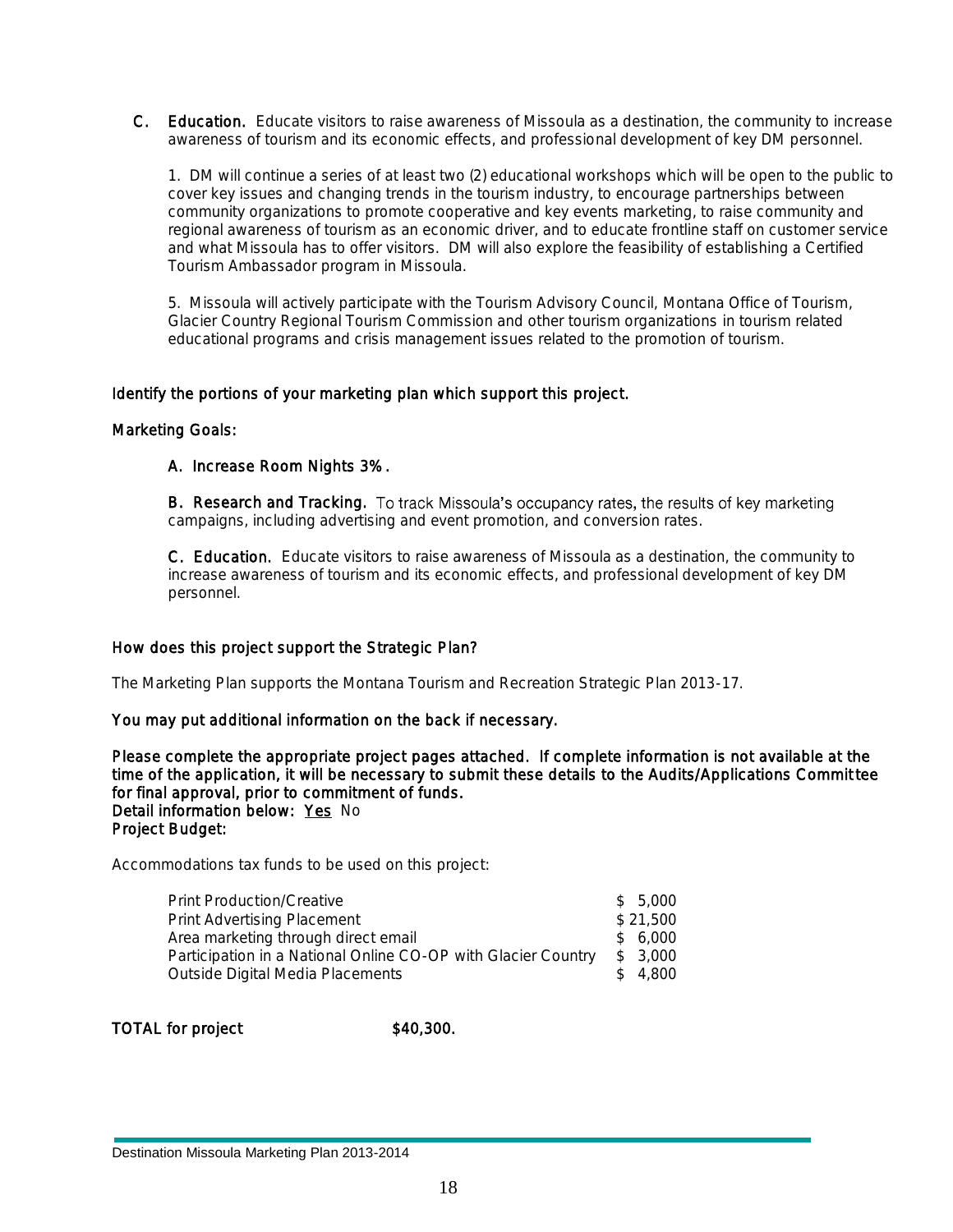**C. Education.** Educate visitors to raise awareness of Missoula as a destination, the community to increase awareness of tourism and its economic effects, and professional development of key DM personnel.

1. DM will continue a series of at least two (2) educational workshops which will be open to the public to cover key issues and changing trends in the tourism industry, to encourage partnerships between community organizations to promote cooperative and key events marketing, to raise community and regional awareness of tourism as an economic driver, and to educate frontline staff on customer service and what Missoula has to offer visitors. DM will also explore the feasibility of establishing a Certified Tourism Ambassador program in Missoula.

5. Missoula will actively participate with the Tourism Advisory Council, Montana Office of Tourism, Glacier Country Regional Tourism Commission and other tourism organizations in tourism related educational programs and crisis management issues related to the promotion of tourism.

**Identify the portions of your marketing plan which support this project.**

**Marketing Goals:**

**A. Increase Room Nights 3%.**

**B. Research and Tracking.** To track Missoula's occupancy rates, the results of key marketing campaigns, including advertising and event promotion, and conversion rates.

**C. Education.** Educate visitors to raise awareness of Missoula as a destination, the community to increase awareness of tourism and its economic effects, and professional development of key DM personnel.

**How does this project support the Strategic Plan?**

The Marketing Plan supports the Montana Tourism and Recreation Strategic Plan 2013-17.

**You may put additional information on the back if necessary.**

**Please complete the appropriate project pages attached. If complete information is not available at the time of the application, it will be necessary to submit these details to the Audits/Applications Committee for final approval, prior to commitment of funds.**
**Detail information below: Yes No**
**Project Budget:**

Accommodations tax funds to be used on this project:

| | |
|---|---|
| Print Production/Creative | $ 5,000 |
| Print Advertising Placement | $ 21,500 |
| Area marketing through direct email | $ 6,000 |
| Participation in a National Online CO-OP with Glacier Country | $ 3,000 |
| Outside Digital Media Placements | $ 4,800 |

**TOTAL for project $40,300.**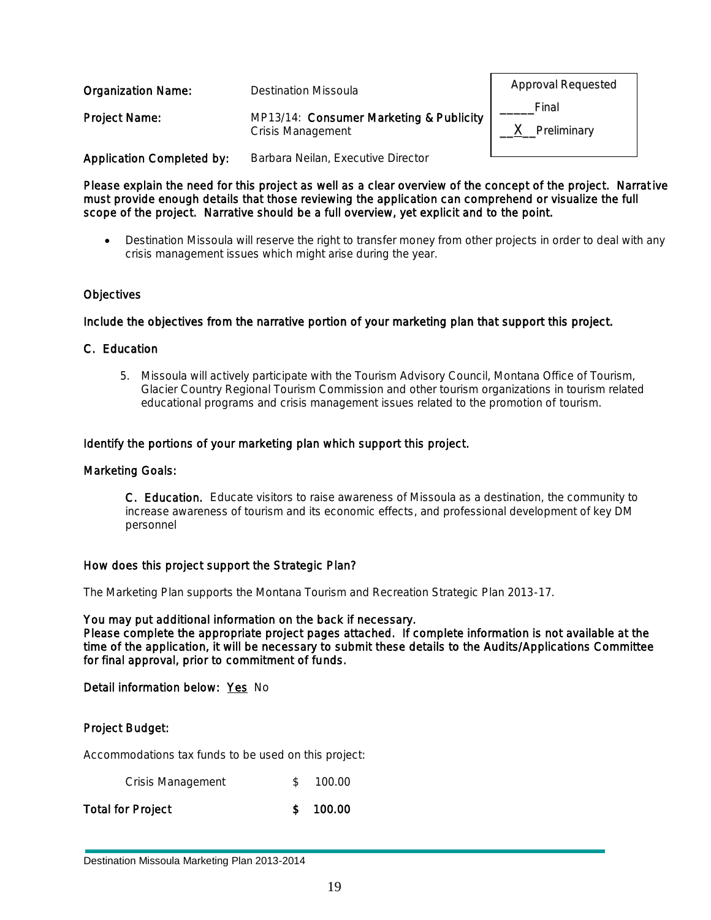**Organization Name:** Destination Missoula

**Project Name:** MP13/14: **Consumer Marketing & Publicity** Crisis Management

**Application Completed by:** Barbara Neilan, Executive Director

| Approval Requested |
|---|
| _____Final |
| __X__Preliminary |

**Please explain the need for this project as well as a clear overview of the concept of the project. Narrative must provide enough details that those reviewing the application can comprehend or visualize the full scope of the project. Narrative should be a full overview, yet explicit and to the point.**

- Destination Missoula will reserve the right to transfer money from other projects in order to deal with any crisis management issues which might arise during the year.

**Objectives**

**Include the objectives from the narrative portion of your marketing plan that support this project.**

**C. Education**

5. Missoula will actively participate with the Tourism Advisory Council, Montana Office of Tourism, Glacier Country Regional Tourism Commission and other tourism organizations in tourism related educational programs and crisis management issues related to the promotion of tourism.

**Identify the portions of your marketing plan which support this project.**

**Marketing Goals:**

**C. Education.** Educate visitors to raise awareness of Missoula as a destination, the community to increase awareness of tourism and its economic effects, and professional development of key DM personnel

**How does this project support the Strategic Plan?**

The Marketing Plan supports the Montana Tourism and Recreation Strategic Plan 2013-17.

**You may put additional information on the back if necessary.**
**Please complete the appropriate project pages attached. If complete information is not available at the time of the application, it will be necessary to submit these details to the Audits/Applications Committee for final approval, prior to commitment of funds.**

**Detail information below:** Yes No

**Project Budget:**

Accommodations tax funds to be used on this project:

| | |
|---|---|
| Crisis Management | $ 100.00 |
| **Total for Project** | **$ 100.00** |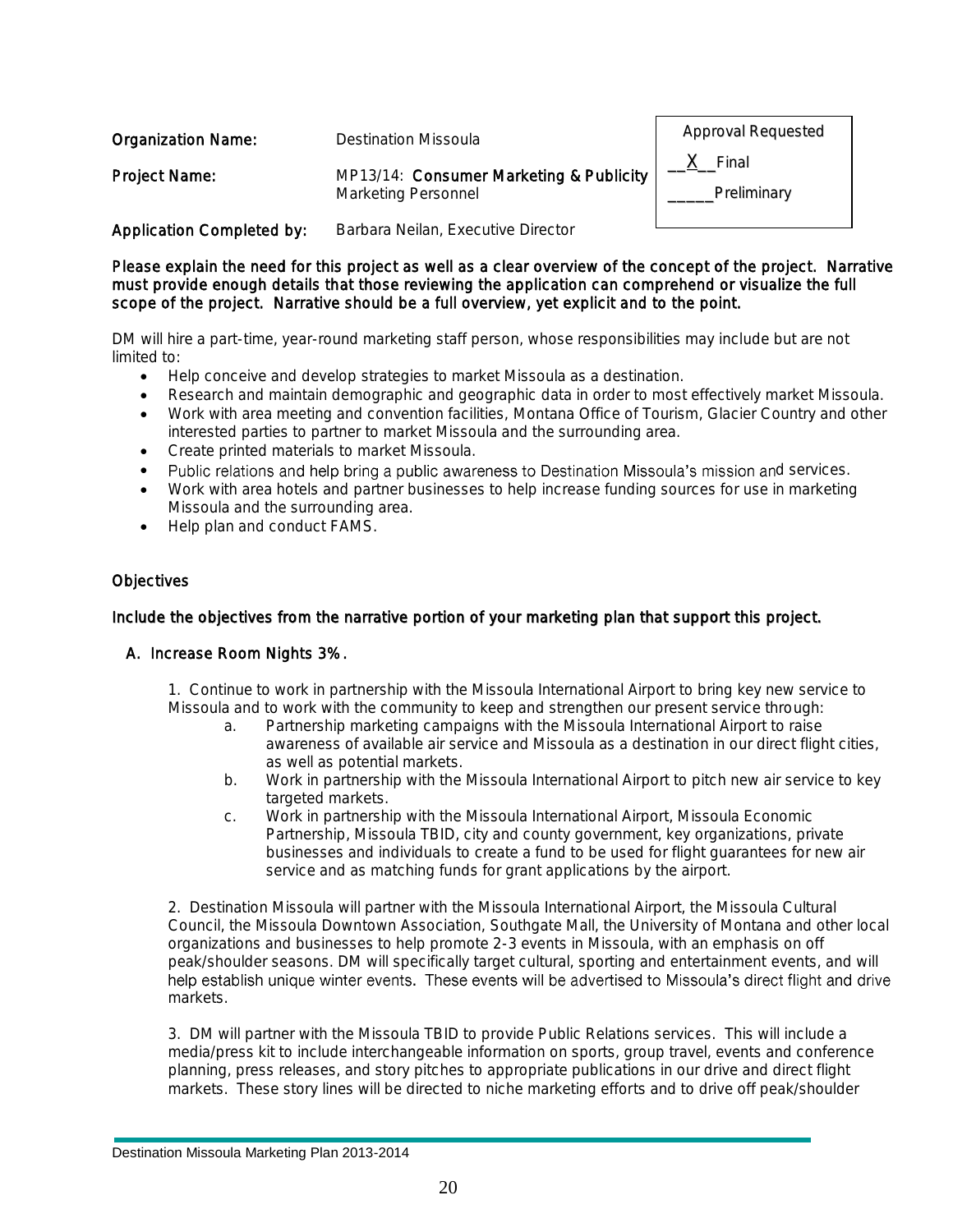| | | |
|---|---|---|
| **Organization Name:** | Destination Missoula | Approval Requested |
| **Project Name:** | MP13/14: **Consumer Marketing & Publicity** Marketing Personnel | __X__ Final<br>_____ Preliminary |
| **Application Completed by:** | Barbara Neilan, Executive Director | |

**Please explain the need for this project as well as a clear overview of the concept of the project. Narrative must provide enough details that those reviewing the application can comprehend or visualize the full scope of the project. Narrative should be a full overview, yet explicit and to the point.**

DM will hire a part-time, year-round marketing staff person, whose responsibilities may include but are not limited to:

- Help conceive and develop strategies to market Missoula as a destination.
- Research and maintain demographic and geographic data in order to most effectively market Missoula.
- Work with area meeting and convention facilities, Montana Office of Tourism, Glacier Country and other interested parties to partner to market Missoula and the surrounding area.
- Create printed materials to market Missoula.
- Public relations and help bring a public awareness to Destination Missoula's mission and services.
- Work with area hotels and partner businesses to help increase funding sources for use in marketing Missoula and the surrounding area.
- Help plan and conduct FAMS.

## Objectives

**Include the objectives from the narrative portion of your marketing plan that support this project.**

**A. Increase Room Nights 3%.**

1. Continue to work in partnership with the Missoula International Airport to bring key new service to Missoula and to work with the community to keep and strengthen our present service through:
   a. Partnership marketing campaigns with the Missoula International Airport to raise awareness of available air service and Missoula as a destination in our direct flight cities, as well as potential markets.
   b. Work in partnership with the Missoula International Airport to pitch new air service to key targeted markets.
   c. Work in partnership with the Missoula International Airport, Missoula Economic Partnership, Missoula TBID, city and county government, key organizations, private businesses and individuals to create a fund to be used for flight guarantees for new air service and as matching funds for grant applications by the airport.

2. Destination Missoula will partner with the Missoula International Airport, the Missoula Cultural Council, the Missoula Downtown Association, Southgate Mall, the University of Montana and other local organizations and businesses to help promote 2-3 events in Missoula, with an emphasis on off peak/shoulder seasons. DM will specifically target cultural, sporting and entertainment events, and will help establish unique winter events. These events will be advertised to Missoula's direct flight and drive markets.

3. DM will partner with the Missoula TBID to provide Public Relations services. This will include a media/press kit to include interchangeable information on sports, group travel, events and conference planning, press releases, and story pitches to appropriate publications in our drive and direct flight markets. These story lines will be directed to niche marketing efforts and to drive off peak/shoulder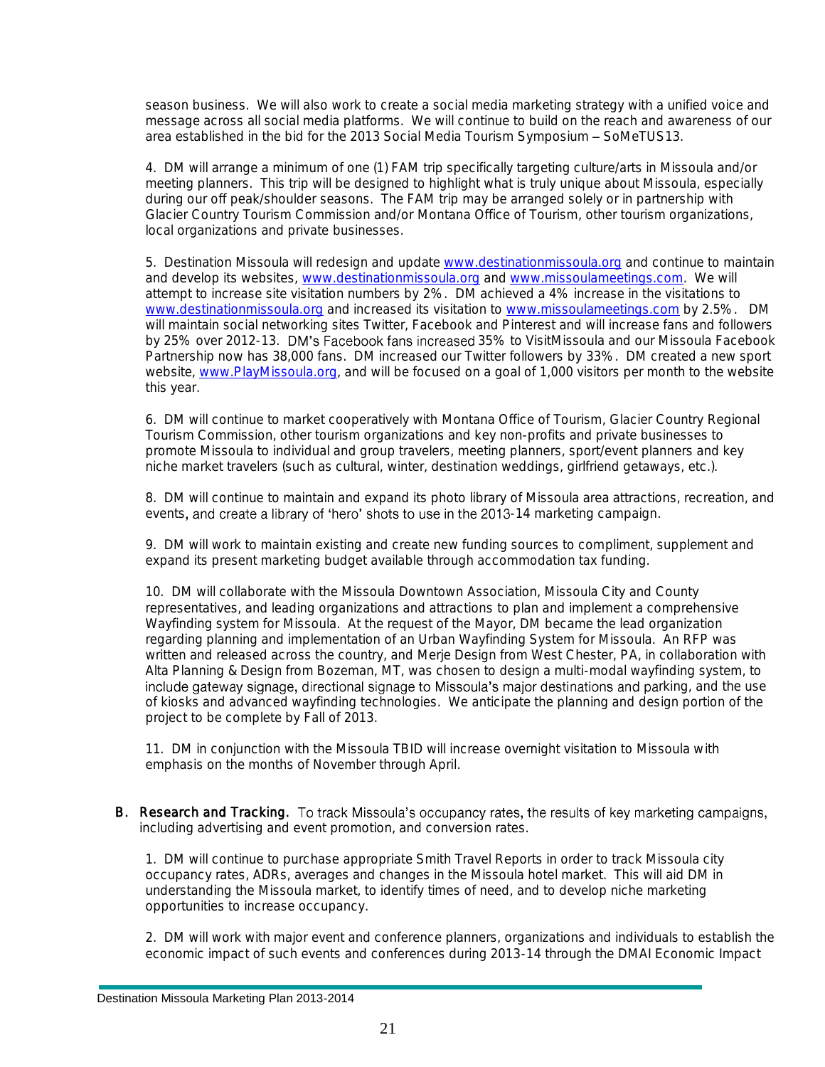season business. We will also work to create a social media marketing strategy with a unified voice and message across all social media platforms. We will continue to build on the reach and awareness of our area established in the bid for the 2013 Social Media Tourism Symposium – SoMeTUS13.

4. DM will arrange a minimum of one (1) FAM trip specifically targeting culture/arts in Missoula and/or meeting planners. This trip will be designed to highlight what is truly unique about Missoula, especially during our off peak/shoulder seasons. The FAM trip may be arranged solely or in partnership with Glacier Country Tourism Commission and/or Montana Office of Tourism, other tourism organizations, local organizations and private businesses.

5. Destination Missoula will redesign and update www.destinationmissoula.org and continue to maintain and develop its websites, www.destinationmissoula.org and www.missoulameetings.com. We will attempt to increase site visitation numbers by 2%. DM achieved a 4% increase in the visitations to www.destinationmissoula.org and increased its visitation to www.missoulameetings.com by 2.5%. DM will maintain social networking sites Twitter, Facebook and Pinterest and will increase fans and followers by 25% over 2012-13. DM's Facebook fans increased 35% to VisitMissoula and our Missoula Facebook Partnership now has 38,000 fans. DM increased our Twitter followers by 33%. DM created a new sport website, www.PlayMissoula.org, and will be focused on a goal of 1,000 visitors per month to the website this year.

6. DM will continue to market cooperatively with Montana Office of Tourism, Glacier Country Regional Tourism Commission, other tourism organizations and key non-profits and private businesses to promote Missoula to individual and group travelers, meeting planners, sport/event planners and key niche market travelers (such as cultural, winter, destination weddings, girlfriend getaways, etc.).

8. DM will continue to maintain and expand its photo library of Missoula area attractions, recreation, and events, and create a library of 'hero' shots to use in the 2013-14 marketing campaign.

9. DM will work to maintain existing and create new funding sources to compliment, supplement and expand its present marketing budget available through accommodation tax funding.

10. DM will collaborate with the Missoula Downtown Association, Missoula City and County representatives, and leading organizations and attractions to plan and implement a comprehensive Wayfinding system for Missoula. At the request of the Mayor, DM became the lead organization regarding planning and implementation of an Urban Wayfinding System for Missoula. An RFP was written and released across the country, and Merje Design from West Chester, PA, in collaboration with Alta Planning & Design from Bozeman, MT, was chosen to design a multi-modal wayfinding system, to include gateway signage, directional signage to Missoula's major destinations and parking, and the use of kiosks and advanced wayfinding technologies. We anticipate the planning and design portion of the project to be complete by Fall of 2013.

11. DM in conjunction with the Missoula TBID will increase overnight visitation to Missoula with emphasis on the months of November through April.

**B. Research and Tracking.** To track Missoula's occupancy rates, the results of key marketing campaigns, including advertising and event promotion, and conversion rates.

1. DM will continue to purchase appropriate Smith Travel Reports in order to track Missoula city occupancy rates, ADRs, averages and changes in the Missoula hotel market. This will aid DM in understanding the Missoula market, to identify times of need, and to develop niche marketing opportunities to increase occupancy.

2. DM will work with major event and conference planners, organizations and individuals to establish the economic impact of such events and conferences during 2013-14 through the DMAI Economic Impact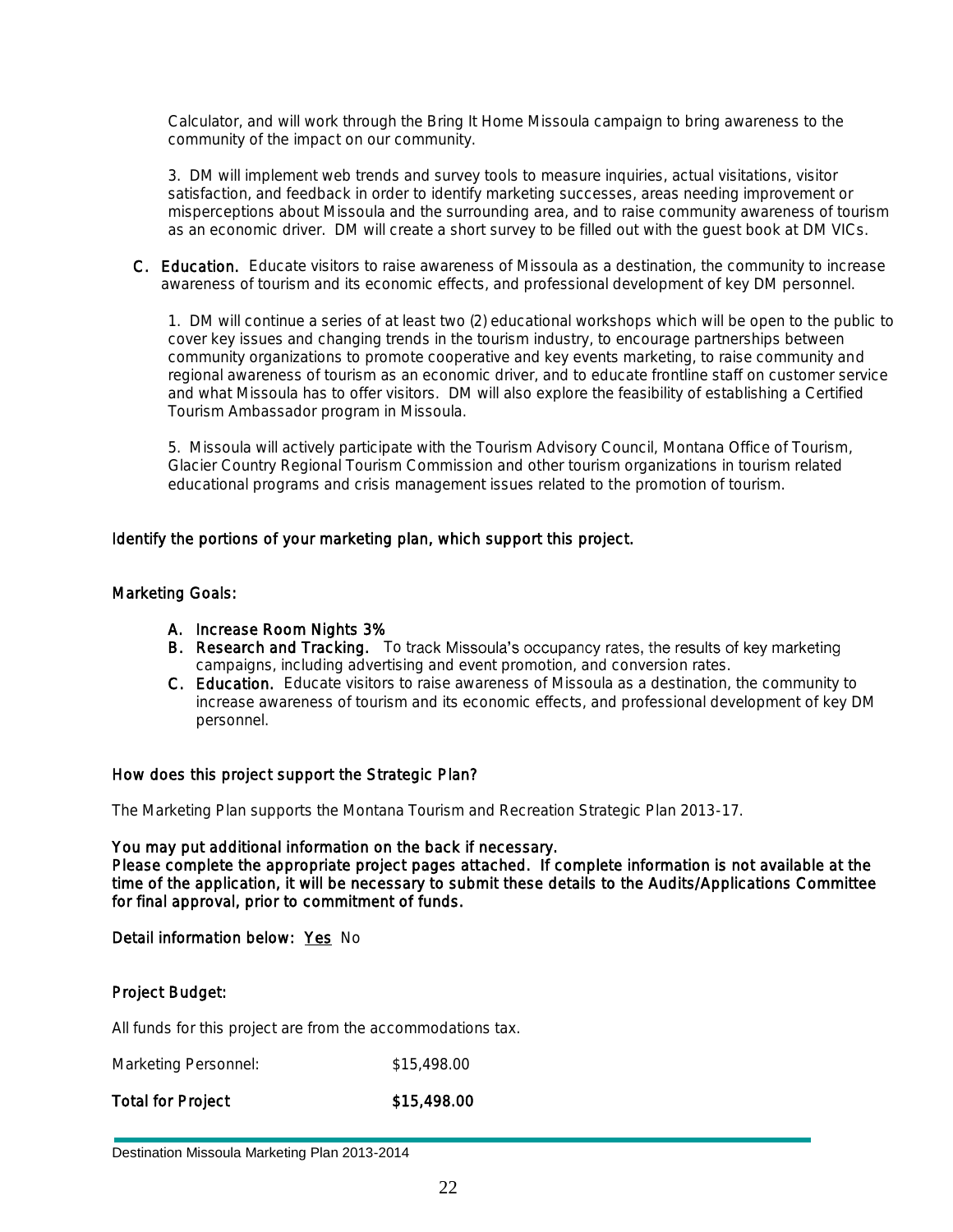Calculator, and will work through the Bring It Home Missoula campaign to bring awareness to the community of the impact on our community.

3. DM will implement web trends and survey tools to measure inquiries, actual visitations, visitor satisfaction, and feedback in order to identify marketing successes, areas needing improvement or misperceptions about Missoula and the surrounding area, and to raise community awareness of tourism as an economic driver. DM will create a short survey to be filled out with the guest book at DM VICs.

**C. Education.** Educate visitors to raise awareness of Missoula as a destination, the community to increase awareness of tourism and its economic effects, and professional development of key DM personnel.

1. DM will continue a series of at least two (2) educational workshops which will be open to the public to cover key issues and changing trends in the tourism industry, to encourage partnerships between community organizations to promote cooperative and key events marketing, to raise community and regional awareness of tourism as an economic driver, and to educate frontline staff on customer service and what Missoula has to offer visitors. DM will also explore the feasibility of establishing a Certified Tourism Ambassador program in Missoula.

5. Missoula will actively participate with the Tourism Advisory Council, Montana Office of Tourism, Glacier Country Regional Tourism Commission and other tourism organizations in tourism related educational programs and crisis management issues related to the promotion of tourism.

**Identify the portions of your marketing plan, which support this project.**

**Marketing Goals:**

- **A. Increase Room Nights 3%**
- **B. Research and Tracking.** To track Missoula's occupancy rates, the results of key marketing campaigns, including advertising and event promotion, and conversion rates.
- **C. Education.** Educate visitors to raise awareness of Missoula as a destination, the community to increase awareness of tourism and its economic effects, and professional development of key DM personnel.

**How does this project support the Strategic Plan?**

The Marketing Plan supports the Montana Tourism and Recreation Strategic Plan 2013-17.

**You may put additional information on the back if necessary.**
**Please complete the appropriate project pages attached. If complete information is not available at the time of the application, it will be necessary to submit these details to the Audits/Applications Committee for final approval, prior to commitment of funds.**

**Detail information below:** <u>Yes</u> No

**Project Budget:**

All funds for this project are from the accommodations tax.

| | |
|---|---|
| Marketing Personnel: | $15,498.00 |
| **Total for Project** | **$15,498.00** |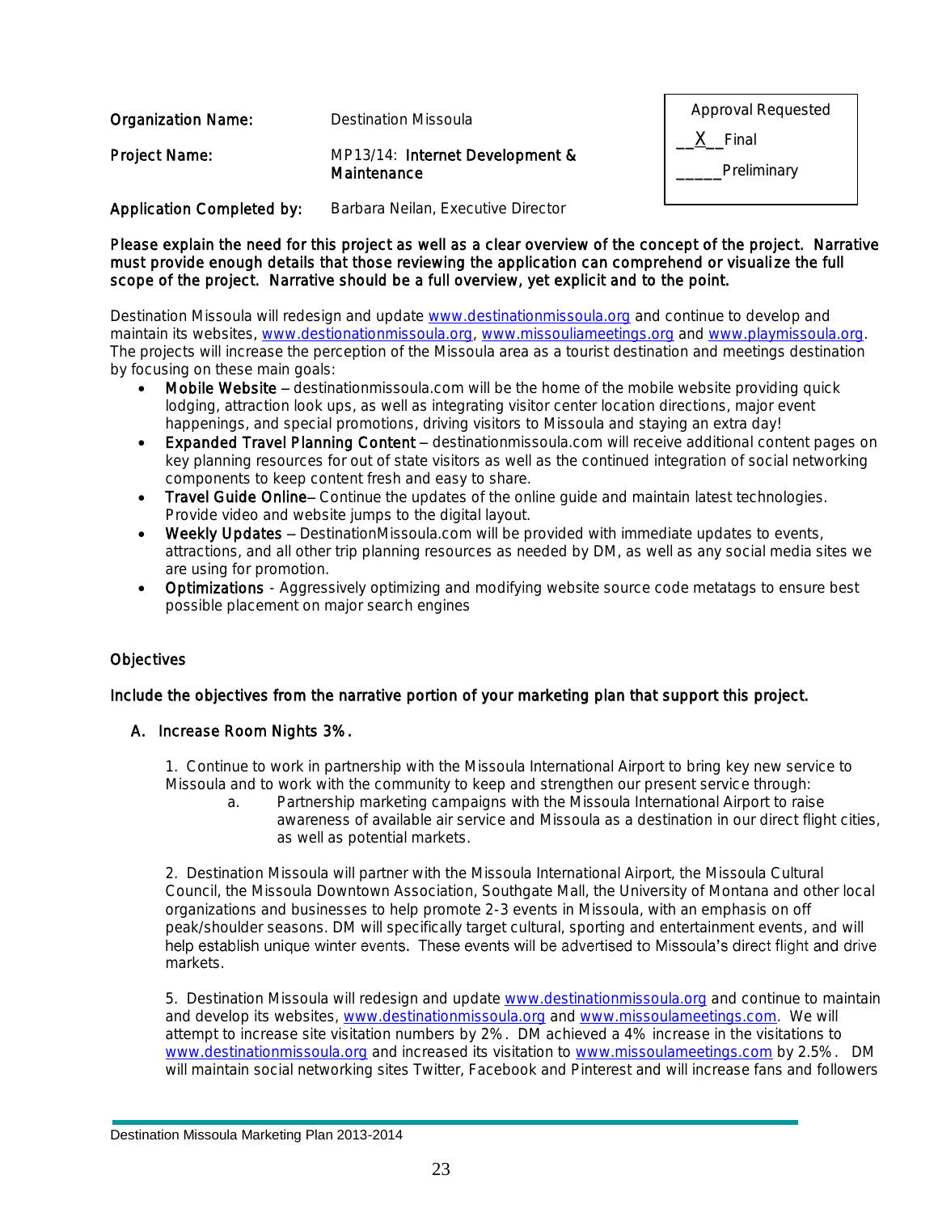| | | |
|---|---|---|
| **Organization Name:** | Destination Missoula | Approval Requested |
| **Project Name:** | MP13/14: **Internet Development & Maintenance** | __X__ Final |
| **Application Completed by:** | Barbara Neilan, Executive Director | _____ Preliminary |

**Please explain the need for this project as well as a clear overview of the concept of the project. Narrative must provide enough details that those reviewing the application can comprehend or visualize the full scope of the project. Narrative should be a full overview, yet explicit and to the point.**

Destination Missoula will redesign and update www.destinationmissoula.org and continue to develop and maintain its websites, www.destionationmissoula.org, www.missouliameetings.org and www.playmissoula.org. The projects will increase the perception of the Missoula area as a tourist destination and meetings destination by focusing on these main goals:

- **Mobile Website** – destinationmissoula.com will be the home of the mobile website providing quick lodging, attraction look ups, as well as integrating visitor center location directions, major event happenings, and special promotions, driving visitors to Missoula and staying an extra day!
- **Expanded Travel Planning Content** – destinationmissoula.com will receive additional content pages on key planning resources for out of state visitors as well as the continued integration of social networking components to keep content fresh and easy to share.
- **Travel Guide Online**– Continue the updates of the online guide and maintain latest technologies. Provide video and website jumps to the digital layout.
- **Weekly Updates** – DestinationMissoula.com will be provided with immediate updates to events, attractions, and all other trip planning resources as needed by DM, as well as any social media sites we are using for promotion.
- **Optimizations** - Aggressively optimizing and modifying website source code metatags to ensure best possible placement on major search engines

## Objectives

**Include the objectives from the narrative portion of your marketing plan that support this project.**

A. **Increase Room Nights 3%.**

1. Continue to work in partnership with the Missoula International Airport to bring key new service to Missoula and to work with the community to keep and strengthen our present service through:
   a. Partnership marketing campaigns with the Missoula International Airport to raise awareness of available air service and Missoula as a destination in our direct flight cities, as well as potential markets.

2. Destination Missoula will partner with the Missoula International Airport, the Missoula Cultural Council, the Missoula Downtown Association, Southgate Mall, the University of Montana and other local organizations and businesses to help promote 2-3 events in Missoula, with an emphasis on off peak/shoulder seasons. DM will specifically target cultural, sporting and entertainment events, and will help establish unique winter events. These events will be advertised to Missoula's direct flight and drive markets.

5. Destination Missoula will redesign and update www.destinationmissoula.org and continue to maintain and develop its websites, www.destinationmissoula.org and www.missoulameetings.com. We will attempt to increase site visitation numbers by 2%. DM achieved a 4% increase in the visitations to www.destinationmissoula.org and increased its visitation to www.missoulameetings.com by 2.5%. DM will maintain social networking sites Twitter, Facebook and Pinterest and will increase fans and followers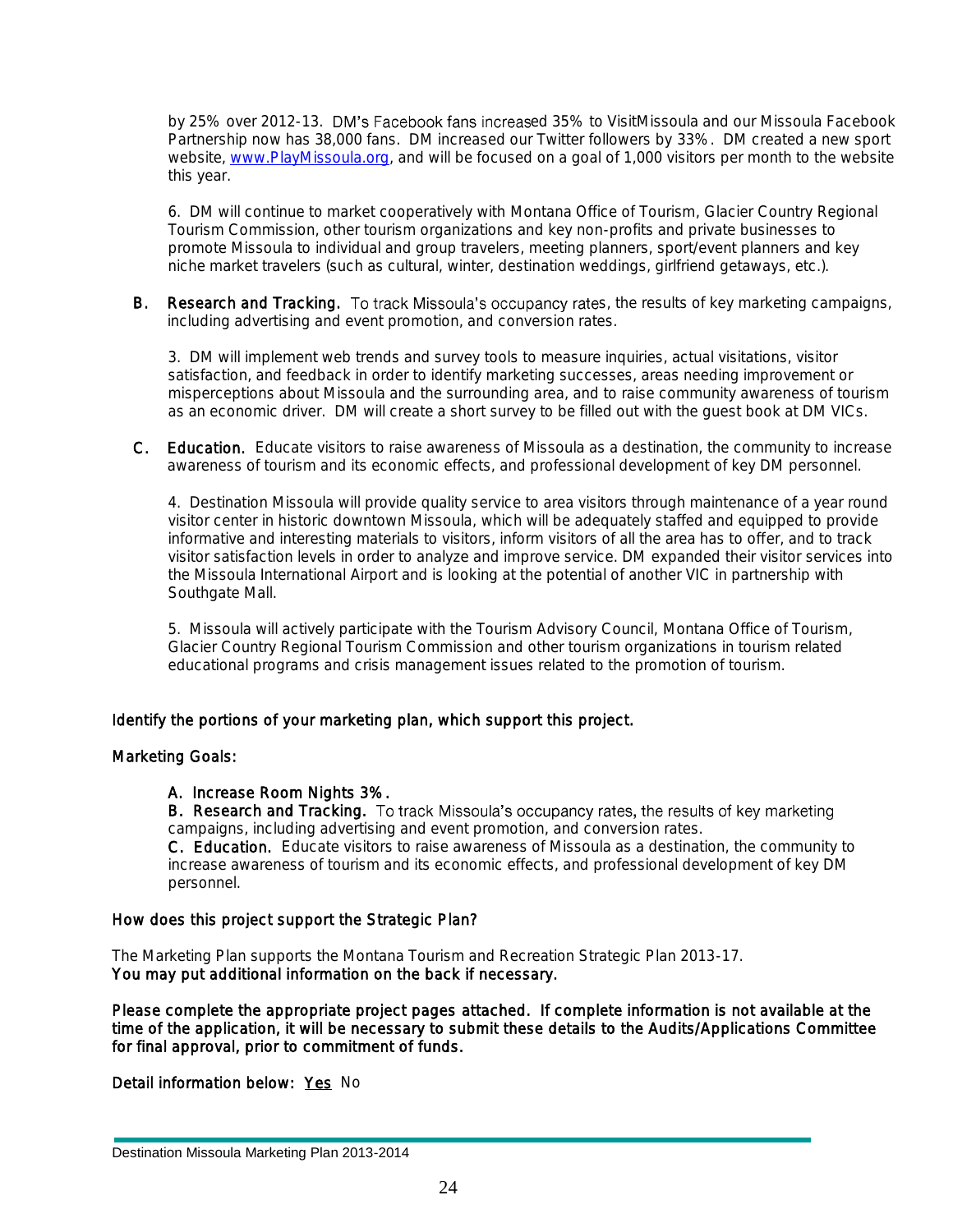by 25% over 2012-13. DM's Facebook fans increased 35% to VisitMissoula and our Missoula Facebook Partnership now has 38,000 fans. DM increased our Twitter followers by 33%. DM created a new sport website, [www.PlayMissoula.org](http://www.PlayMissoula.org), and will be focused on a goal of 1,000 visitors per month to the website this year.

6. DM will continue to market cooperatively with Montana Office of Tourism, Glacier Country Regional Tourism Commission, other tourism organizations and key non-profits and private businesses to promote Missoula to individual and group travelers, meeting planners, sport/event planners and key niche market travelers (such as cultural, winter, destination weddings, girlfriend getaways, etc.).

**B. Research and Tracking.** To track Missoula's occupancy rates, the results of key marketing campaigns, including advertising and event promotion, and conversion rates.

3. DM will implement web trends and survey tools to measure inquiries, actual visitations, visitor satisfaction, and feedback in order to identify marketing successes, areas needing improvement or misperceptions about Missoula and the surrounding area, and to raise community awareness of tourism as an economic driver. DM will create a short survey to be filled out with the guest book at DM VICs.

**C. Education.** Educate visitors to raise awareness of Missoula as a destination, the community to increase awareness of tourism and its economic effects, and professional development of key DM personnel.

4. Destination Missoula will provide quality service to area visitors through maintenance of a year round visitor center in historic downtown Missoula, which will be adequately staffed and equipped to provide informative and interesting materials to visitors, inform visitors of all the area has to offer, and to track visitor satisfaction levels in order to analyze and improve service. DM expanded their visitor services into the Missoula International Airport and is looking at the potential of another VIC in partnership with Southgate Mall.

5. Missoula will actively participate with the Tourism Advisory Council, Montana Office of Tourism, Glacier Country Regional Tourism Commission and other tourism organizations in tourism related educational programs and crisis management issues related to the promotion of tourism.

**Identify the portions of your marketing plan, which support this project.**

**Marketing Goals:**

**A. Increase Room Nights 3%.**
**B. Research and Tracking.** To track Missoula's occupancy rates, the results of key marketing campaigns, including advertising and event promotion, and conversion rates.
**C. Education.** Educate visitors to raise awareness of Missoula as a destination, the community to increase awareness of tourism and its economic effects, and professional development of key DM personnel.

**How does this project support the Strategic Plan?**

The Marketing Plan supports the Montana Tourism and Recreation Strategic Plan 2013-17.
**You may put additional information on the back if necessary.**

**Please complete the appropriate project pages attached. If complete information is not available at the time of the application, it will be necessary to submit these details to the Audits/Applications Committee for final approval, prior to commitment of funds.**

**Detail information below:** <u>Yes</u> No

Destination Missoula Marketing Plan 2013-2014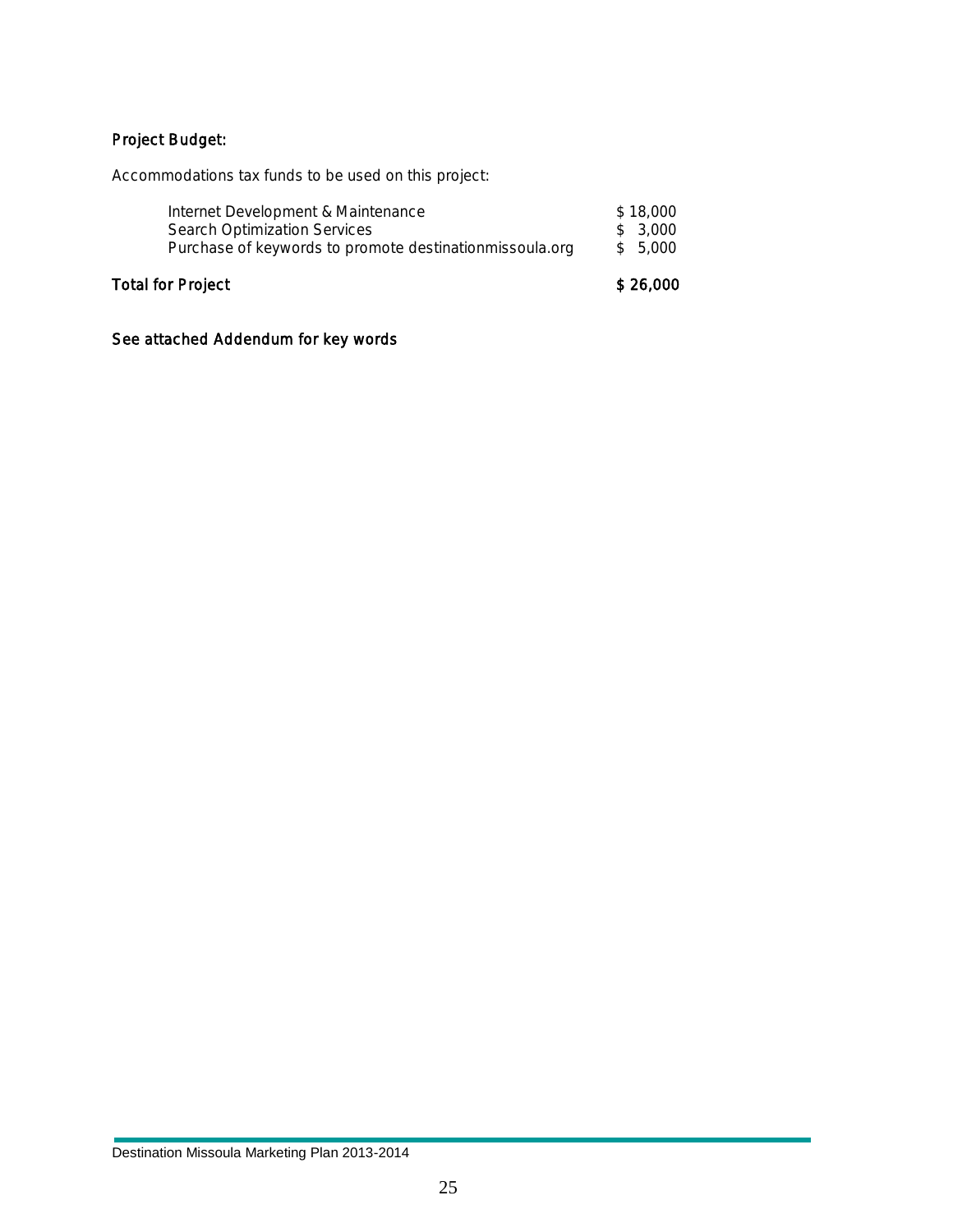**Project Budget:**

Accommodations tax funds to be used on this project:

| | |
|---|---|
| Internet Development & Maintenance | $ 18,000 |
| Search Optimization Services | $ 3,000 |
| Purchase of keywords to promote destinationmissoula.org | $ 5,000 |
| **Total for Project** | **$ 26,000** |

**See attached Addendum for key words**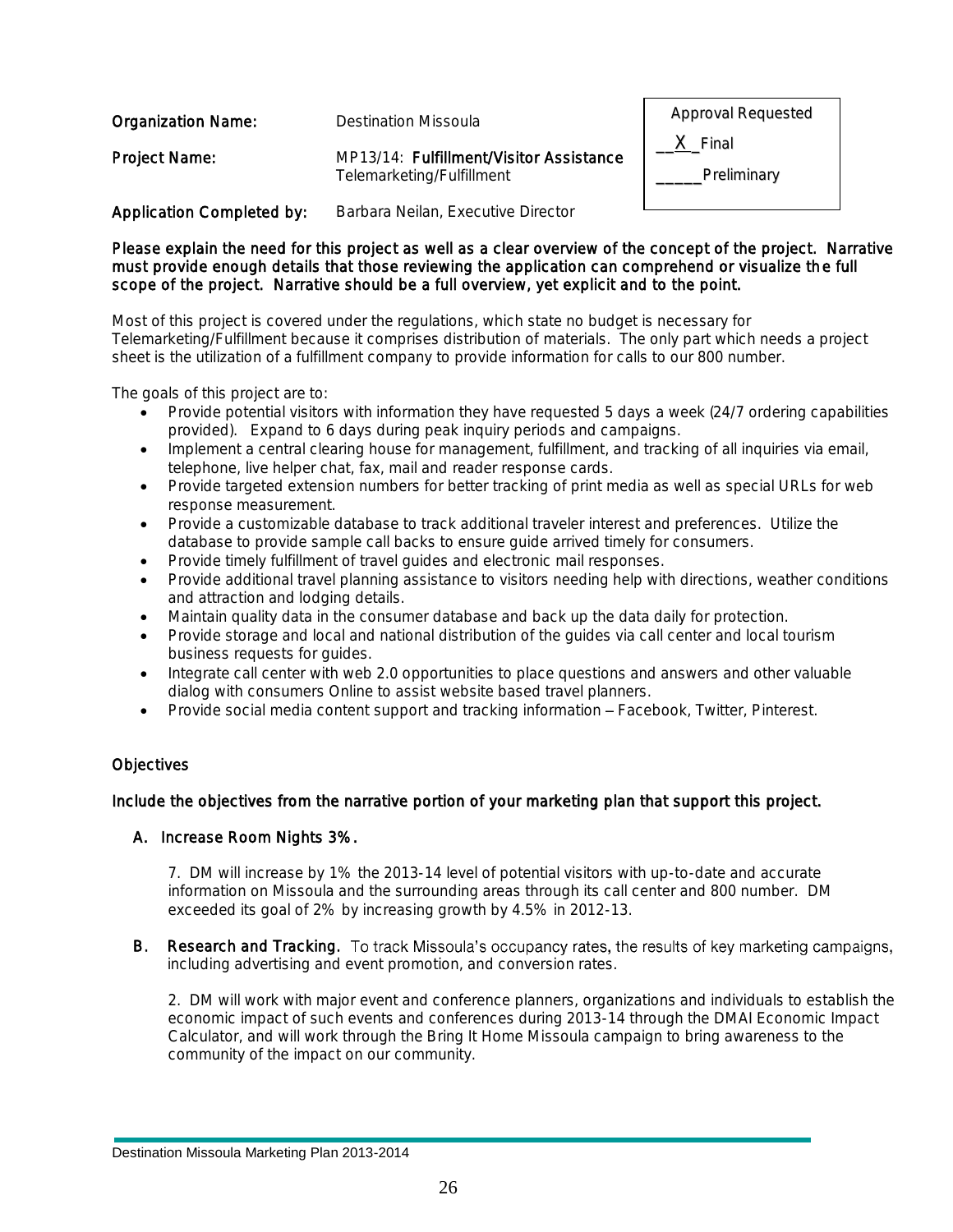**Organization Name:** Destination Missoula

**Project Name:** MP13/14: **Fulfillment/Visitor Assistance** Telemarketing/Fulfillment

**Application Completed by:** Barbara Neilan, Executive Director

| Approval Requested |
|---|
| __X_ Final |
| _____ Preliminary |

**Please explain the need for this project as well as a clear overview of the concept of the project. Narrative must provide enough details that those reviewing the application can comprehend or visualize the full scope of the project. Narrative should be a full overview, yet explicit and to the point.**

Most of this project is covered under the regulations, which state no budget is necessary for Telemarketing/Fulfillment because it comprises distribution of materials. The only part which needs a project sheet is the utilization of a fulfillment company to provide information for calls to our 800 number.

The goals of this project are to:

- Provide potential visitors with information they have requested 5 days a week (24/7 ordering capabilities provided). Expand to 6 days during peak inquiry periods and campaigns.
- Implement a central clearing house for management, fulfillment, and tracking of all inquiries via email, telephone, live helper chat, fax, mail and reader response cards.
- Provide targeted extension numbers for better tracking of print media as well as special URLs for web response measurement.
- Provide a customizable database to track additional traveler interest and preferences. Utilize the database to provide sample call backs to ensure guide arrived timely for consumers.
- Provide timely fulfillment of travel guides and electronic mail responses.
- Provide additional travel planning assistance to visitors needing help with directions, weather conditions and attraction and lodging details.
- Maintain quality data in the consumer database and back up the data daily for protection.
- Provide storage and local and national distribution of the guides via call center and local tourism business requests for guides.
- Integrate call center with web 2.0 opportunities to place questions and answers and other valuable dialog with consumers Online to assist website based travel planners.
- Provide social media content support and tracking information – Facebook, Twitter, Pinterest.

## Objectives

**Include the objectives from the narrative portion of your marketing plan that support this project.**

A. **Increase Room Nights 3%.**

   7. DM will increase by 1% the 2013-14 level of potential visitors with up-to-date and accurate information on Missoula and the surrounding areas through its call center and 800 number. DM exceeded its goal of 2% by increasing growth by 4.5% in 2012-13.

B. **Research and Tracking.** To track Missoula's occupancy rates, the results of key marketing campaigns, including advertising and event promotion, and conversion rates.

   2. DM will work with major event and conference planners, organizations and individuals to establish the economic impact of such events and conferences during 2013-14 through the DMAI Economic Impact Calculator, and will work through the Bring It Home Missoula campaign to bring awareness to the community of the impact on our community.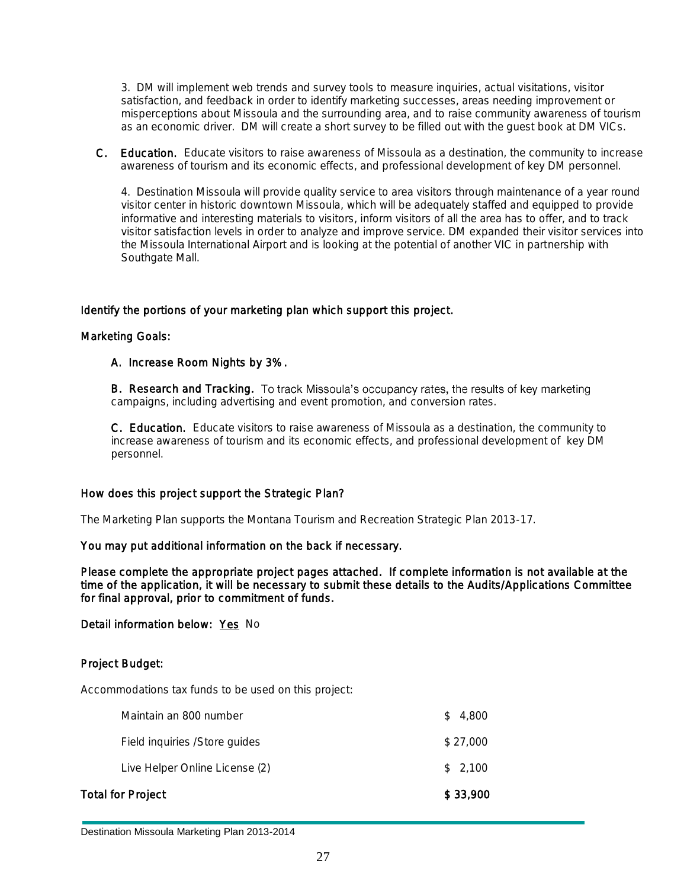3. DM will implement web trends and survey tools to measure inquiries, actual visitations, visitor satisfaction, and feedback in order to identify marketing successes, areas needing improvement or misperceptions about Missoula and the surrounding area, and to raise community awareness of tourism as an economic driver. DM will create a short survey to be filled out with the guest book at DM VICs.

**C. Education.** Educate visitors to raise awareness of Missoula as a destination, the community to increase awareness of tourism and its economic effects, and professional development of key DM personnel.

4. Destination Missoula will provide quality service to area visitors through maintenance of a year round visitor center in historic downtown Missoula, which will be adequately staffed and equipped to provide informative and interesting materials to visitors, inform visitors of all the area has to offer, and to track visitor satisfaction levels in order to analyze and improve service. DM expanded their visitor services into the Missoula International Airport and is looking at the potential of another VIC in partnership with Southgate Mall.

**Identify the portions of your marketing plan which support this project.**

**Marketing Goals:**

**A. Increase Room Nights by 3%.**

**B. Research and Tracking.** To track Missoula's occupancy rates, the results of key marketing campaigns, including advertising and event promotion, and conversion rates.

**C. Education.** Educate visitors to raise awareness of Missoula as a destination, the community to increase awareness of tourism and its economic effects, and professional development of key DM personnel.

**How does this project support the Strategic Plan?**

The Marketing Plan supports the Montana Tourism and Recreation Strategic Plan 2013-17.

**You may put additional information on the back if necessary.**

**Please complete the appropriate project pages attached. If complete information is not available at the time of the application, it will be necessary to submit these details to the Audits/Applications Committee for final approval, prior to commitment of funds.**

**Detail information below:** Yes No

**Project Budget:**

Accommodations tax funds to be used on this project:

| | |
|---|---|
| Maintain an 800 number | $ 4,800 |
| Field inquiries /Store guides | $ 27,000 |
| Live Helper Online License (2) | $ 2,100 |
| **Total for Project** | **$ 33,900** |

Destination Missoula Marketing Plan 2013-2014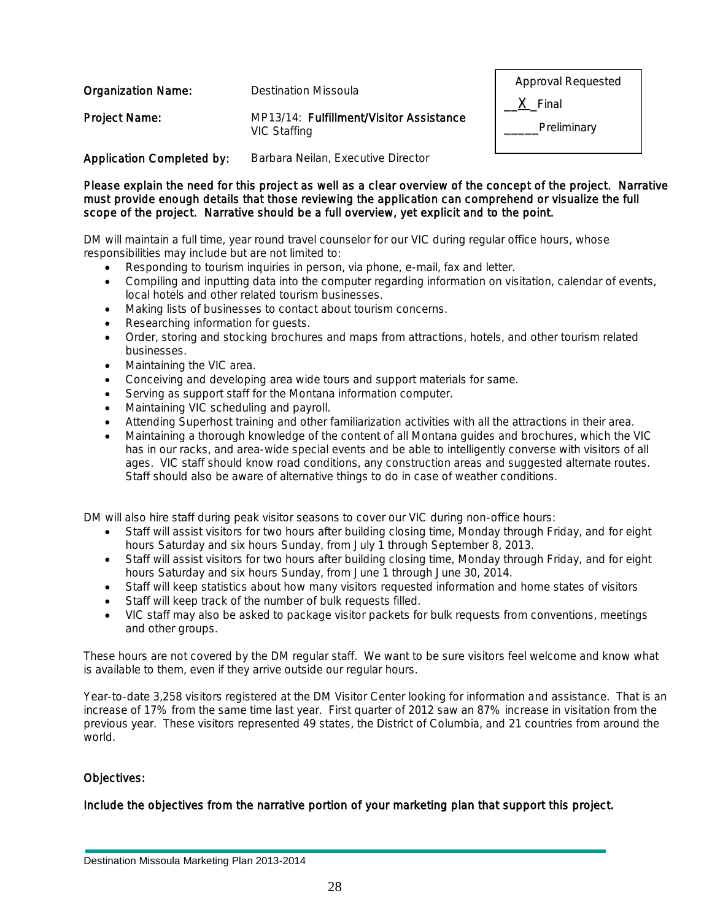| | | |
|---|---|---|
| **Organization Name:** | Destination Missoula | Approval Requested |
| **Project Name:** | MP13/14: **Fulfillment/Visitor Assistance** VIC Staffing | __X_ Final<br>_____ Preliminary |
| **Application Completed by:** | Barbara Neilan, Executive Director | |

**Please explain the need for this project as well as a clear overview of the concept of the project. Narrative must provide enough details that those reviewing the application can comprehend or visualize the full scope of the project. Narrative should be a full overview, yet explicit and to the point.**

DM will maintain a full time, year round travel counselor for our VIC during regular office hours, whose responsibilities may include but are not limited to:

- Responding to tourism inquiries in person, via phone, e-mail, fax and letter.
- Compiling and inputting data into the computer regarding information on visitation, calendar of events, local hotels and other related tourism businesses.
- Making lists of businesses to contact about tourism concerns.
- Researching information for guests.
- Order, storing and stocking brochures and maps from attractions, hotels, and other tourism related businesses.
- Maintaining the VIC area.
- Conceiving and developing area wide tours and support materials for same.
- Serving as support staff for the Montana information computer.
- Maintaining VIC scheduling and payroll.
- Attending Superhost training and other familiarization activities with all the attractions in their area.
- Maintaining a thorough knowledge of the content of all Montana guides and brochures, which the VIC has in our racks, and area-wide special events and be able to intelligently converse with visitors of all ages. VIC staff should know road conditions, any construction areas and suggested alternate routes. Staff should also be aware of alternative things to do in case of weather conditions.

DM will also hire staff during peak visitor seasons to cover our VIC during non-office hours:

- Staff will assist visitors for two hours after building closing time, Monday through Friday, and for eight hours Saturday and six hours Sunday, from July 1 through September 8, 2013.
- Staff will assist visitors for two hours after building closing time, Monday through Friday, and for eight hours Saturday and six hours Sunday, from June 1 through June 30, 2014.
- Staff will keep statistics about how many visitors requested information and home states of visitors
- Staff will keep track of the number of bulk requests filled.
- VIC staff may also be asked to package visitor packets for bulk requests from conventions, meetings and other groups.

These hours are not covered by the DM regular staff. We want to be sure visitors feel welcome and know what is available to them, even if they arrive outside our regular hours.

Year-to-date 3,258 visitors registered at the DM Visitor Center looking for information and assistance. That is an increase of 17% from the same time last year. First quarter of 2012 saw an 87% increase in visitation from the previous year. These visitors represented 49 states, the District of Columbia, and 21 countries from around the world.

**Objectives:**

**Include the objectives from the narrative portion of your marketing plan that support this project.**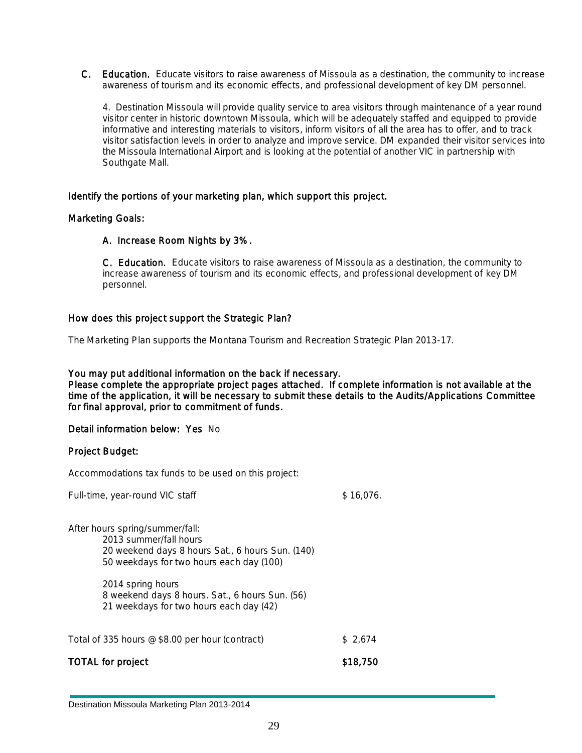**C. Education.** Educate visitors to raise awareness of Missoula as a destination, the community to increase awareness of tourism and its economic effects, and professional development of key DM personnel.

4. Destination Missoula will provide quality service to area visitors through maintenance of a year round visitor center in historic downtown Missoula, which will be adequately staffed and equipped to provide informative and interesting materials to visitors, inform visitors of all the area has to offer, and to track visitor satisfaction levels in order to analyze and improve service. DM expanded their visitor services into the Missoula International Airport and is looking at the potential of another VIC in partnership with Southgate Mall.

**Identify the portions of your marketing plan, which support this project.**

**Marketing Goals:**

**A. Increase Room Nights by 3%.**

**C. Education.** Educate visitors to raise awareness of Missoula as a destination, the community to increase awareness of tourism and its economic effects, and professional development of key DM personnel.

**How does this project support the Strategic Plan?**

The Marketing Plan supports the Montana Tourism and Recreation Strategic Plan 2013-17.

**You may put additional information on the back if necessary.**
**Please complete the appropriate project pages attached. If complete information is not available at the time of the application, it will be necessary to submit these details to the Audits/Applications Committee for final approval, prior to commitment of funds.**

**Detail information below:** Yes No

**Project Budget:**

Accommodations tax funds to be used on this project:

Full-time, year-round VIC staff $ 16,076.

After hours spring/summer/fall:

2013 summer/fall hours
20 weekend days 8 hours Sat., 6 hours Sun. (140)
50 weekdays for two hours each day (100)

2014 spring hours
8 weekend days 8 hours. Sat., 6 hours Sun. (56)
21 weekdays for two hours each day (42)

Total of 335 hours @ $8.00 per hour (contract) $ 2,674

**TOTAL for project** **$18,750**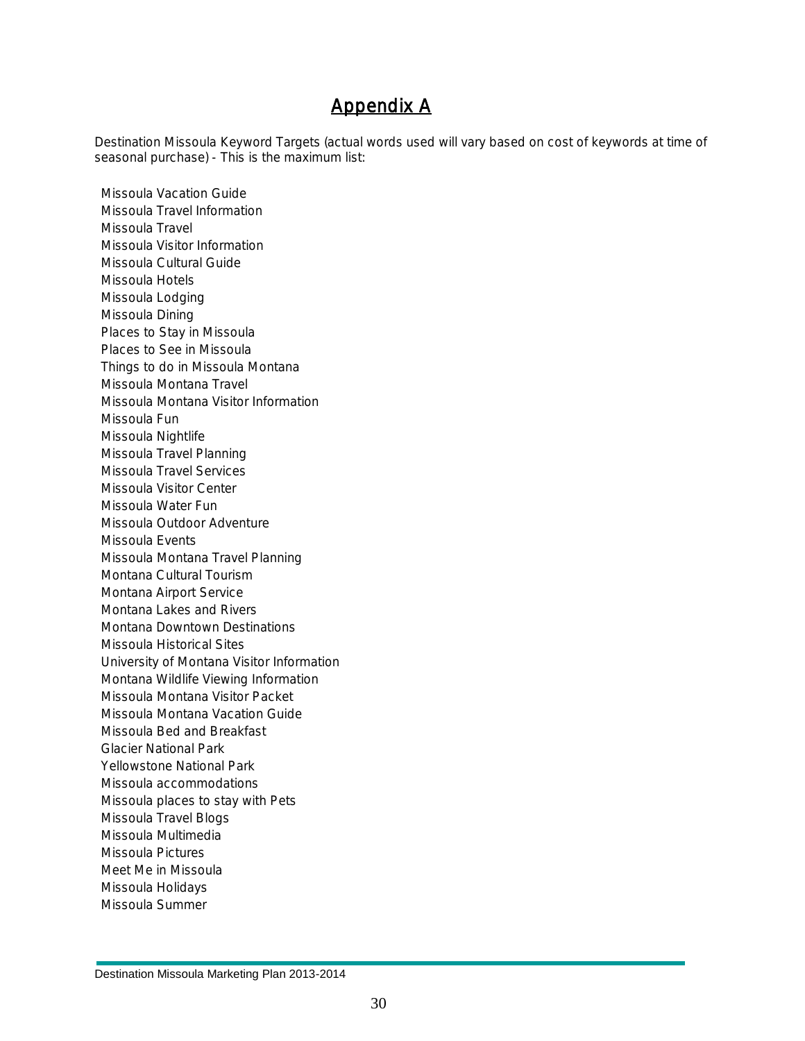# Appendix A

Destination Missoula Keyword Targets (actual words used will vary based on cost of keywords at time of seasonal purchase) - This is the maximum list:

Missoula Vacation Guide
Missoula Travel Information
Missoula Travel
Missoula Visitor Information
Missoula Cultural Guide
Missoula Hotels
Missoula Lodging
Missoula Dining
Places to Stay in Missoula
Places to See in Missoula
Things to do in Missoula Montana
Missoula Montana Travel
Missoula Montana Visitor Information
Missoula Fun
Missoula Nightlife
Missoula Travel Planning
Missoula Travel Services
Missoula Visitor Center
Missoula Water Fun
Missoula Outdoor Adventure
Missoula Events
Missoula Montana Travel Planning
Montana Cultural Tourism
Montana Airport Service
Montana Lakes and Rivers
Montana Downtown Destinations
Missoula Historical Sites
University of Montana Visitor Information
Montana Wildlife Viewing Information
Missoula Montana Visitor Packet
Missoula Montana Vacation Guide
Missoula Bed and Breakfast
Glacier National Park
Yellowstone National Park
Missoula accommodations
Missoula places to stay with Pets
Missoula Travel Blogs
Missoula Multimedia
Missoula Pictures
Meet Me in Missoula
Missoula Holidays
Missoula Summer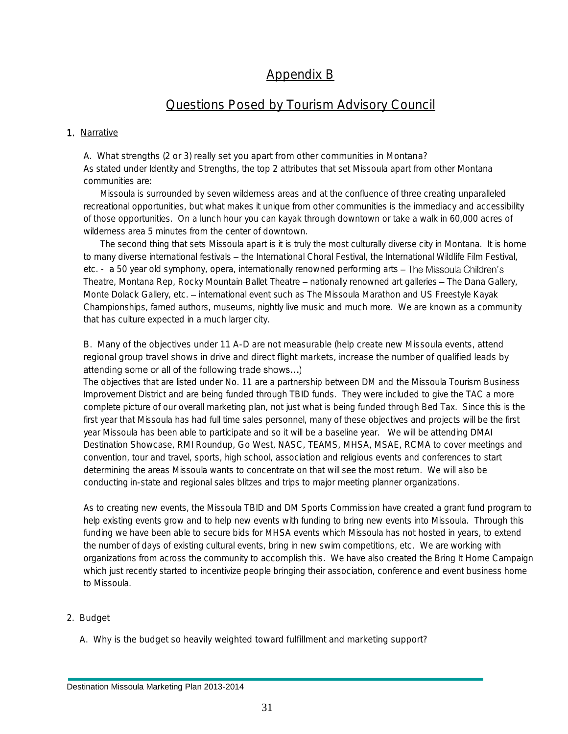# Appendix B

## Questions Posed by Tourism Advisory Council

1. Narrative

A. What strengths (2 or 3) really set you apart from other communities in Montana?

As stated under Identity and Strengths, the top 2 attributes that set Missoula apart from other Montana communities are:

Missoula is surrounded by seven wilderness areas and at the confluence of three creating unparalleled recreational opportunities, but what makes it unique from other communities is the immediacy and accessibility of those opportunities. On a lunch hour you can kayak through downtown or take a walk in 60,000 acres of wilderness area 5 minutes from the center of downtown.

The second thing that sets Missoula apart is it is truly the most culturally diverse city in Montana. It is home to many diverse international festivals – the International Choral Festival, the International Wildlife Film Festival, etc. - a 50 year old symphony, opera, internationally renowned performing arts – The Missoula Children's Theatre, Montana Rep, Rocky Mountain Ballet Theatre – nationally renowned art galleries – The Dana Gallery, Monte Dolack Gallery, etc. – international event such as The Missoula Marathon and US Freestyle Kayak Championships, famed authors, museums, nightly live music and much more. We are known as a community that has culture expected in a much larger city.

B. Many of the objectives under 11 A-D are not measurable (help create new Missoula events, attend regional group travel shows in drive and direct flight markets, increase the number of qualified leads by attending some or all of the following trade shows…)

The objectives that are listed under No. 11 are a partnership between DM and the Missoula Tourism Business Improvement District and are being funded through TBID funds. They were included to give the TAC a more complete picture of our overall marketing plan, not just what is being funded through Bed Tax. Since this is the first year that Missoula has had full time sales personnel, many of these objectives and projects will be the first year Missoula has been able to participate and so it will be a baseline year. We will be attending DMAI Destination Showcase, RMI Roundup, Go West, NASC, TEAMS, MHSA, MSAE, RCMA to cover meetings and convention, tour and travel, sports, high school, association and religious events and conferences to start determining the areas Missoula wants to concentrate on that will see the most return. We will also be conducting in-state and regional sales blitzes and trips to major meeting planner organizations.

As to creating new events, the Missoula TBID and DM Sports Commission have created a grant fund program to help existing events grow and to help new events with funding to bring new events into Missoula. Through this funding we have been able to secure bids for MHSA events which Missoula has not hosted in years, to extend the number of days of existing cultural events, bring in new swim competitions, etc. We are working with organizations from across the community to accomplish this. We have also created the Bring It Home Campaign which just recently started to incentivize people bringing their association, conference and event business home to Missoula.

2. Budget

A. Why is the budget so heavily weighted toward fulfillment and marketing support?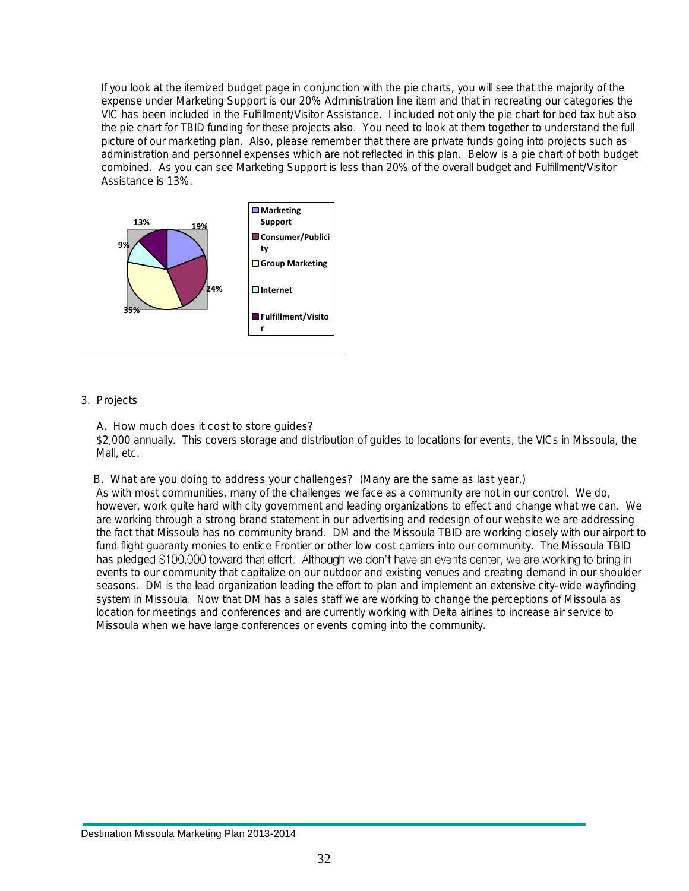If you look at the itemized budget page in conjunction with the pie charts, you will see that the majority of the expense under Marketing Support is our 20% Administration line item and that in recreating our categories the VIC has been included in the Fulfillment/Visitor Assistance. I included not only the pie chart for bed tax but also the pie chart for TBID funding for these projects also. You need to look at them together to understand the full picture of our marketing plan. Also, please remember that there are private funds going into projects such as administration and personnel expenses which are not reflected in this plan. Below is a pie chart of both budget combined. As you can see Marketing Support is less than 20% of the overall budget and Fulfillment/Visitor Assistance is 13%.

13%
19%
9%
24%
35%

Marketing Support
Consumer/Publicity
Group Marketing
Internet
Fulfillment/Visitor

3. Projects

A. How much does it cost to store guides?
$2,000 annually. This covers storage and distribution of guides to locations for events, the VICs in Missoula, the Mall, etc.

B. What are you doing to address your challenges? (Many are the same as last year.)
As with most communities, many of the challenges we face as a community are not in our control. We do, however, work quite hard with city government and leading organizations to effect and change what we can. We are working through a strong brand statement in our advertising and redesign of our website we are addressing the fact that Missoula has no community brand. DM and the Missoula TBID are working closely with our airport to fund flight guaranty monies to entice Frontier or other low cost carriers into our community. The Missoula TBID has pledged $100,000 toward that effort. Although we don't have an events center, we are working to bring in events to our community that capitalize on our outdoor and existing venues and creating demand in our shoulder seasons. DM is the lead organization leading the effort to plan and implement an extensive city-wide wayfinding system in Missoula. Now that DM has a sales staff we are working to change the perceptions of Missoula as location for meetings and conferences and are currently working with Delta airlines to increase air service to Missoula when we have large conferences or events coming into the community.